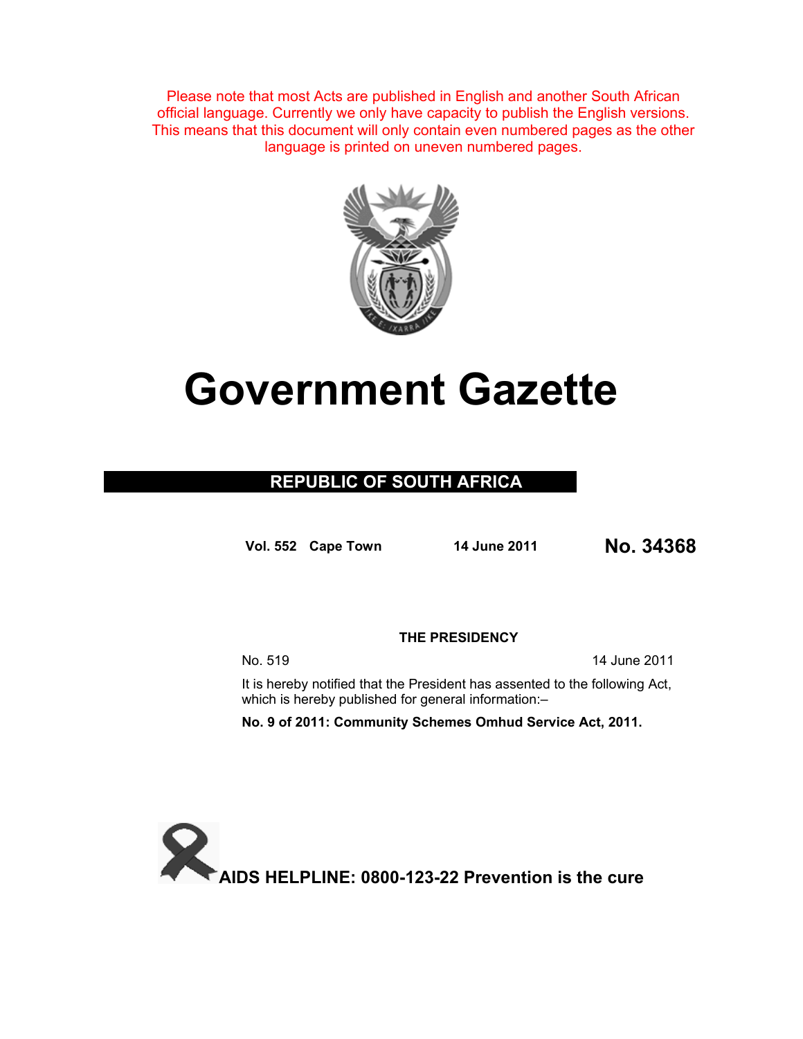Please note that most Acts are published in English and another South African official language. Currently we only have capacity to publish the English versions. This means that this document will only contain even numbered pages as the other language is printed on uneven numbered pages.

# Government Gazette

**REPUBLIC OF SOUTH AFRICA**

**Vol. 552 Cape Town 14 June 2011 No. 34368**

**THE PRESIDENCY**

No. 519 14 June 2011

It is hereby notified that the President has assented to the following Act, which is hereby published for general information:–

**No. 9 of 2011: Community Schemes Omhud Service Act, 2011.**

**AIDS HELPLINE: 0800-123-22 Prevention is the cure**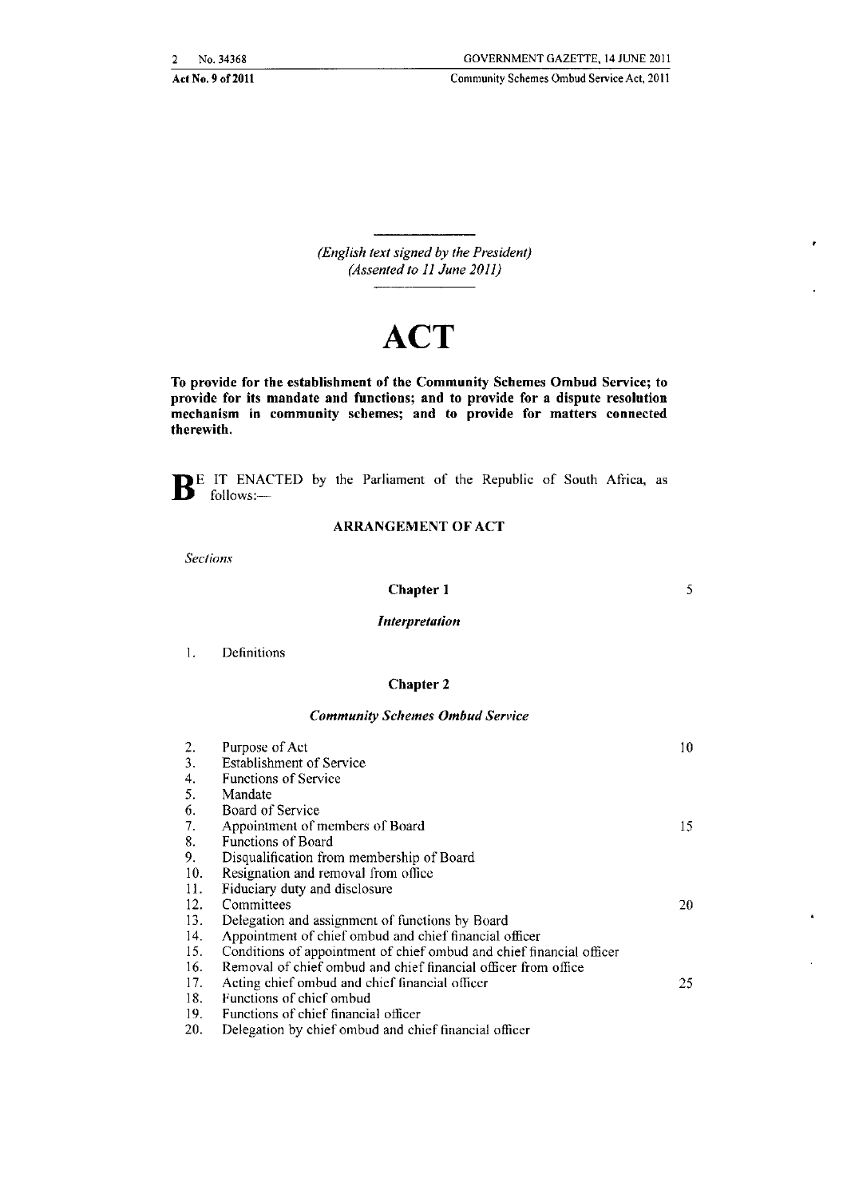*(English text signed by the President)*
*(Assented to 11 June 2011)*

# ACT

**To provide for the establishment of the Community Schemes Ombud Service; to provide for its mandate and functions; and to provide for a dispute resolution mechanism in community schemes; and to provide for matters connected therewith.**

BE IT ENACTED by the Parliament of the Republic of South Africa, as follows:—

## ARRANGEMENT OF ACT

*Sections*

### Chapter 1

#### *Interpretation*

1. Definitions

### Chapter 2

#### *Community Schemes Ombud Service*

2. Purpose of Act
3. Establishment of Service
4. Functions of Service
5. Mandate
6. Board of Service
7. Appointment of members of Board
8. Functions of Board
9. Disqualification from membership of Board
10. Resignation and removal from office
11. Fiduciary duty and disclosure
12. Committees
13. Delegation and assignment of functions by Board
14. Appointment of chief ombud and chief financial officer
15. Conditions of appointment of chief ombud and chief financial officer
16. Removal of chief ombud and chief financial officer from office
17. Acting chief ombud and chief financial officer
18. Functions of chief ombud
19. Functions of chief financial officer
20. Delegation by chief ombud and chief financial officer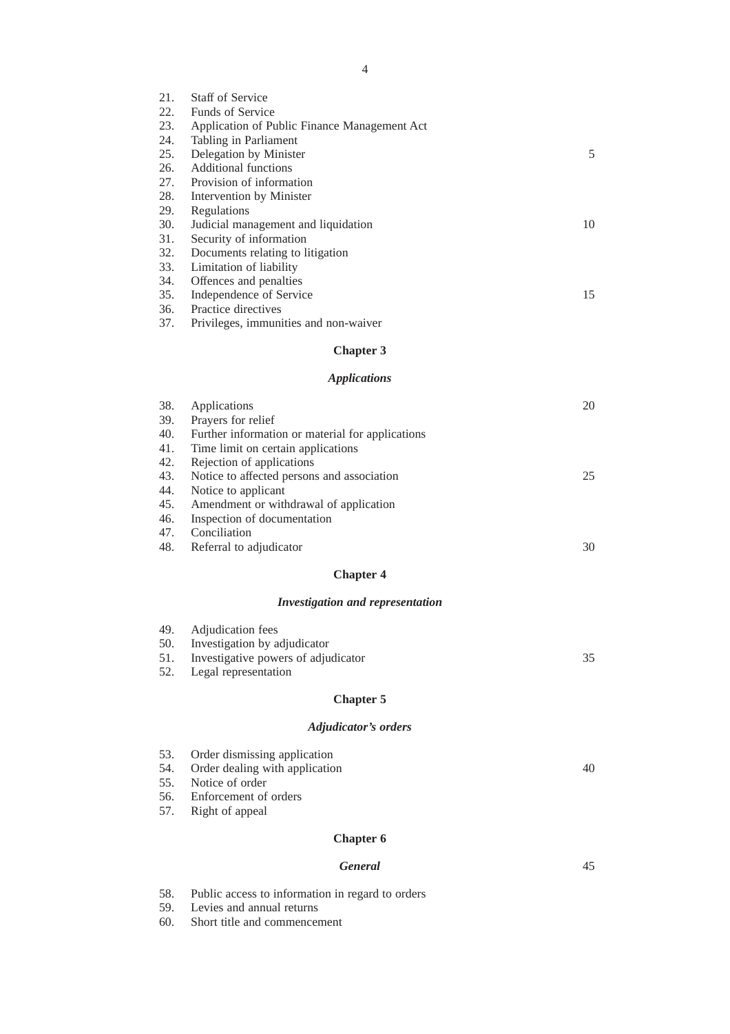21. Staff of Service
22. Funds of Service
23. Application of Public Finance Management Act
24. Tabling in Parliament
25. Delegation by Minister
26. Additional functions
27. Provision of information
28. Intervention by Minister
29. Regulations
30. Judicial management and liquidation
31. Security of information
32. Documents relating to litigation
33. Limitation of liability
34. Offences and penalties
35. Independence of Service
36. Practice directives
37. Privileges, immunities and non-waiver

## Chapter 3

### *Applications*

38. Applications
39. Prayers for relief
40. Further information or material for applications
41. Time limit on certain applications
42. Rejection of applications
43. Notice to affected persons and association
44. Notice to applicant
45. Amendment or withdrawal of application
46. Inspection of documentation
47. Conciliation
48. Referral to adjudicator

## Chapter 4

### *Investigation and representation*

49. Adjudication fees
50. Investigation by adjudicator
51. Investigative powers of adjudicator
52. Legal representation

## Chapter 5

### *Adjudicator's orders*

53. Order dismissing application
54. Order dealing with application
55. Notice of order
56. Enforcement of orders
57. Right of appeal

## Chapter 6

### *General*

58. Public access to information in regard to orders
59. Levies and annual returns
60. Short title and commencement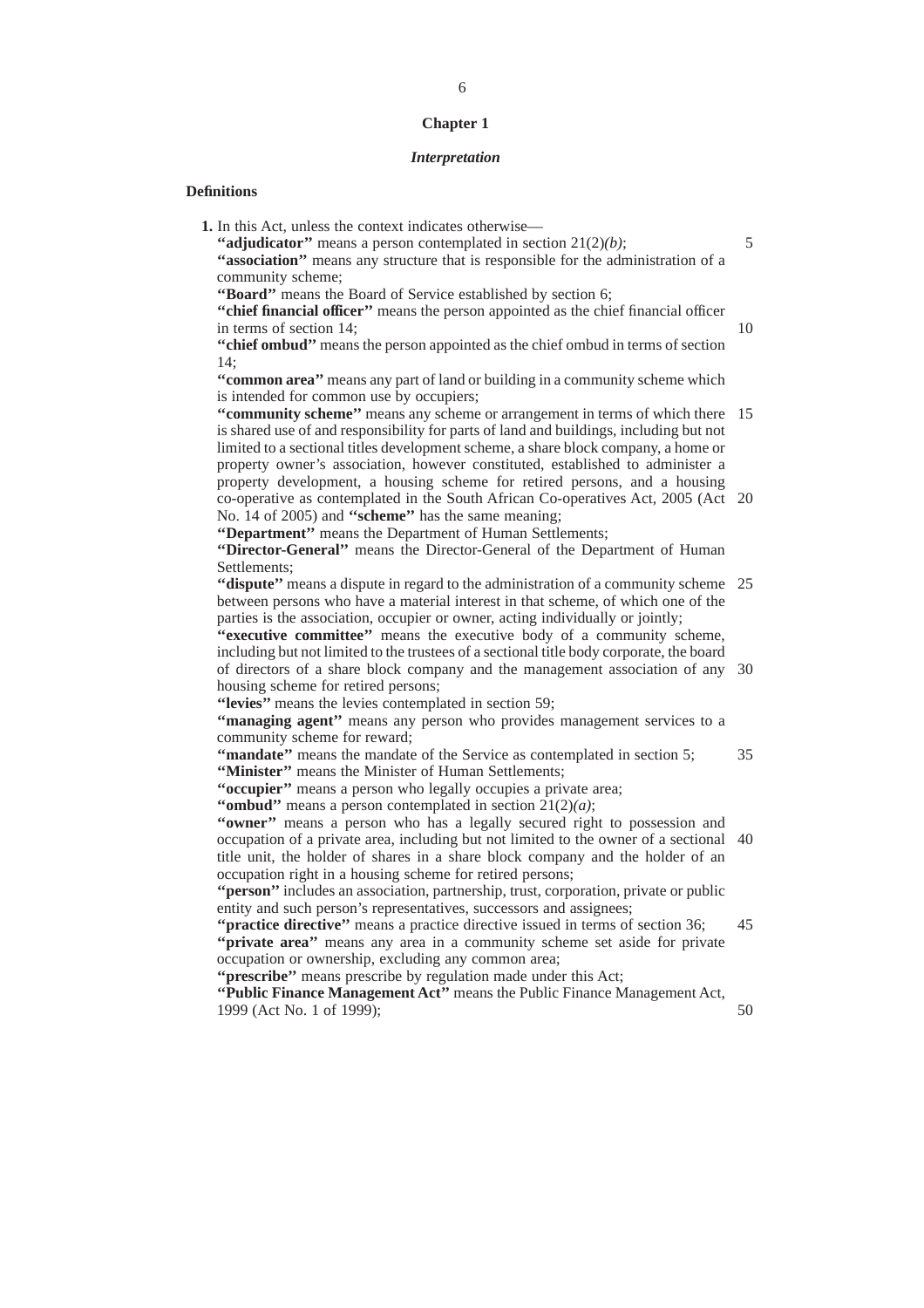## Chapter 1

### *Interpretation*

#### Definitions

**1.** In this Act, unless the context indicates otherwise—

**''adjudicator''** means a person contemplated in section 21(2)*(b)*;

**''association''** means any structure that is responsible for the administration of a community scheme;

**''Board''** means the Board of Service established by section 6;

**''chief financial officer''** means the person appointed as the chief financial officer in terms of section 14;

**''chief ombud''** means the person appointed as the chief ombud in terms of section 14;

**''common area''** means any part of land or building in a community scheme which is intended for common use by occupiers;

**''community scheme''** means any scheme or arrangement in terms of which there is shared use of and responsibility for parts of land and buildings, including but not limited to a sectional titles development scheme, a share block company, a home or property owner's association, however constituted, established to administer a property development, a housing scheme for retired persons, and a housing co-operative as contemplated in the South African Co-operatives Act, 2005 (Act No. 14 of 2005) and **''scheme''** has the same meaning;

**''Department''** means the Department of Human Settlements;

**''Director-General''** means the Director-General of the Department of Human Settlements;

**''dispute''** means a dispute in regard to the administration of a community scheme between persons who have a material interest in that scheme, of which one of the parties is the association, occupier or owner, acting individually or jointly;

**''executive committee''** means the executive body of a community scheme, including but not limited to the trustees of a sectional title body corporate, the board of directors of a share block company and the management association of any housing scheme for retired persons;

**''levies''** means the levies contemplated in section 59;

**''managing agent''** means any person who provides management services to a community scheme for reward;

**''mandate''** means the mandate of the Service as contemplated in section 5;

**''Minister''** means the Minister of Human Settlements;

**''occupier''** means a person who legally occupies a private area;

**''ombud''** means a person contemplated in section 21(2)*(a)*;

**''owner''** means a person who has a legally secured right to possession and occupation of a private area, including but not limited to the owner of a sectional title unit, the holder of shares in a share block company and the holder of an occupation right in a housing scheme for retired persons;

**''person''** includes an association, partnership, trust, corporation, private or public entity and such person's representatives, successors and assignees;

**''practice directive''** means a practice directive issued in terms of section 36;

**''private area''** means any area in a community scheme set aside for private occupation or ownership, excluding any common area;

**''prescribe''** means prescribe by regulation made under this Act;

**''Public Finance Management Act''** means the Public Finance Management Act, 1999 (Act No. 1 of 1999);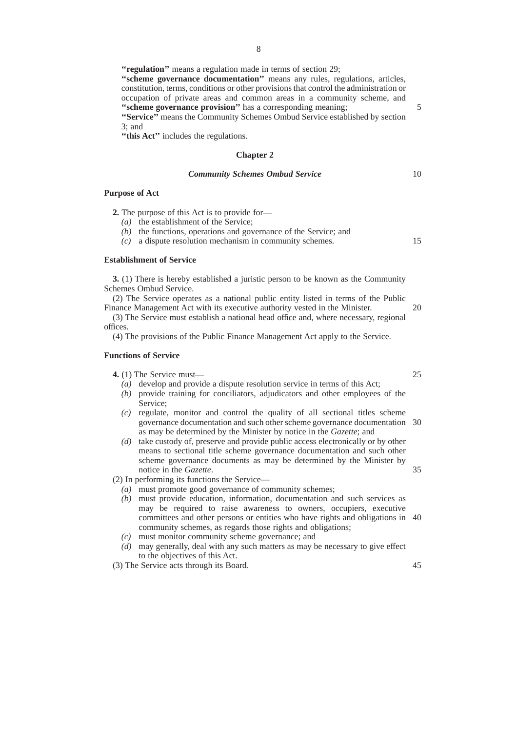**"regulation"** means a regulation made in terms of section 29;

**"scheme governance documentation"** means any rules, regulations, articles, constitution, terms, conditions or other provisions that control the administration or occupation of private areas and common areas in a community scheme, and **"scheme governance provision"** has a corresponding meaning;

**"Service"** means the Community Schemes Ombud Service established by section 3; and

**"this Act"** includes the regulations.

## Chapter 2

### *Community Schemes Ombud Service*

**Purpose of Act**

**2.** The purpose of this Act is to provide for—

*(a)* the establishment of the Service;

*(b)* the functions, operations and governance of the Service; and

*(c)* a dispute resolution mechanism in community schemes.

**Establishment of Service**

**3.** (1) There is hereby established a juristic person to be known as the Community Schemes Ombud Service.

(2) The Service operates as a national public entity listed in terms of the Public Finance Management Act with its executive authority vested in the Minister.

(3) The Service must establish a national head office and, where necessary, regional offices.

(4) The provisions of the Public Finance Management Act apply to the Service.

**Functions of Service**

**4.** (1) The Service must—

*(a)* develop and provide a dispute resolution service in terms of this Act;

*(b)* provide training for conciliators, adjudicators and other employees of the Service;

*(c)* regulate, monitor and control the quality of all sectional titles scheme governance documentation and such other scheme governance documentation as may be determined by the Minister by notice in the *Gazette*; and

*(d)* take custody of, preserve and provide public access electronically or by other means to sectional title scheme governance documentation and such other scheme governance documents as may be determined by the Minister by notice in the *Gazette*.

(2) In performing its functions the Service—

*(a)* must promote good governance of community schemes;

*(b)* must provide education, information, documentation and such services as may be required to raise awareness to owners, occupiers, executive committees and other persons or entities who have rights and obligations in community schemes, as regards those rights and obligations;

*(c)* must monitor community scheme governance; and

*(d)* may generally, deal with any such matters as may be necessary to give effect to the objectives of this Act.

(3) The Service acts through its Board.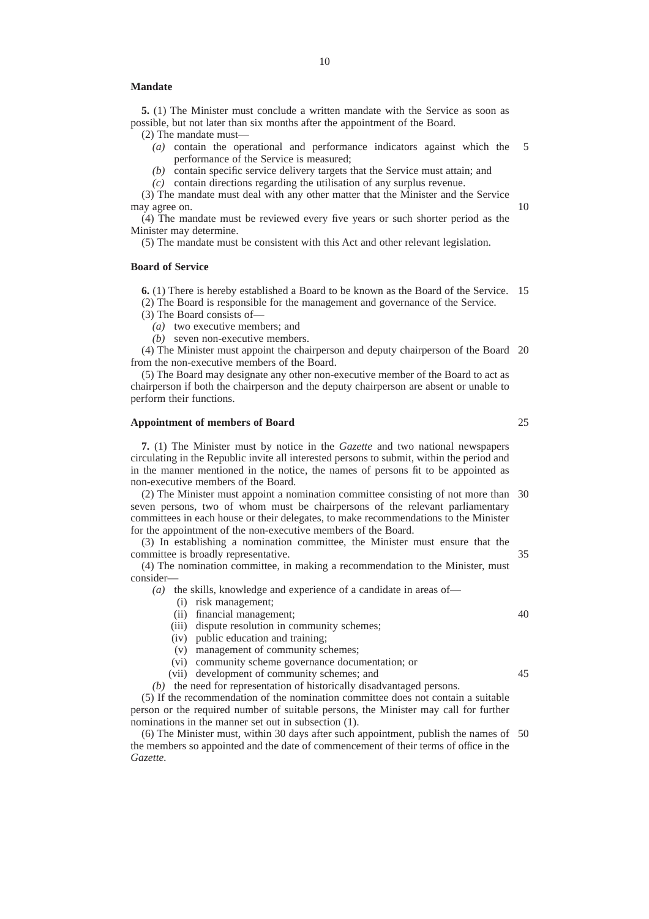**Mandate**

**5.** (1) The Minister must conclude a written mandate with the Service as soon as possible, but not later than six months after the appointment of the Board.

(2) The mandate must—

*(a)* contain the operational and performance indicators against which the performance of the Service is measured;

*(b)* contain specific service delivery targets that the Service must attain; and

*(c)* contain directions regarding the utilisation of any surplus revenue.

(3) The mandate must deal with any other matter that the Minister and the Service may agree on.

(4) The mandate must be reviewed every five years or such shorter period as the Minister may determine.

(5) The mandate must be consistent with this Act and other relevant legislation.

**Board of Service**

**6.** (1) There is hereby established a Board to be known as the Board of the Service.

(2) The Board is responsible for the management and governance of the Service.

(3) The Board consists of—

*(a)* two executive members; and

*(b)* seven non-executive members.

(4) The Minister must appoint the chairperson and deputy chairperson of the Board from the non-executive members of the Board.

(5) The Board may designate any other non-executive member of the Board to act as chairperson if both the chairperson and the deputy chairperson are absent or unable to perform their functions.

**Appointment of members of Board**

**7.** (1) The Minister must by notice in the *Gazette* and two national newspapers circulating in the Republic invite all interested persons to submit, within the period and in the manner mentioned in the notice, the names of persons fit to be appointed as non-executive members of the Board.

(2) The Minister must appoint a nomination committee consisting of not more than seven persons, two of whom must be chairpersons of the relevant parliamentary committees in each house or their delegates, to make recommendations to the Minister for the appointment of the non-executive members of the Board.

(3) In establishing a nomination committee, the Minister must ensure that the committee is broadly representative.

(4) The nomination committee, in making a recommendation to the Minister, must consider—

*(a)* the skills, knowledge and experience of a candidate in areas of—

(i) risk management;

(ii) financial management;

(iii) dispute resolution in community schemes;

(iv) public education and training;

(v) management of community schemes;

(vi) community scheme governance documentation; or

(vii) development of community schemes; and

*(b)* the need for representation of historically disadvantaged persons.

(5) If the recommendation of the nomination committee does not contain a suitable person or the required number of suitable persons, the Minister may call for further nominations in the manner set out in subsection (1).

(6) The Minister must, within 30 days after such appointment, publish the names of the members so appointed and the date of commencement of their terms of office in the *Gazette*.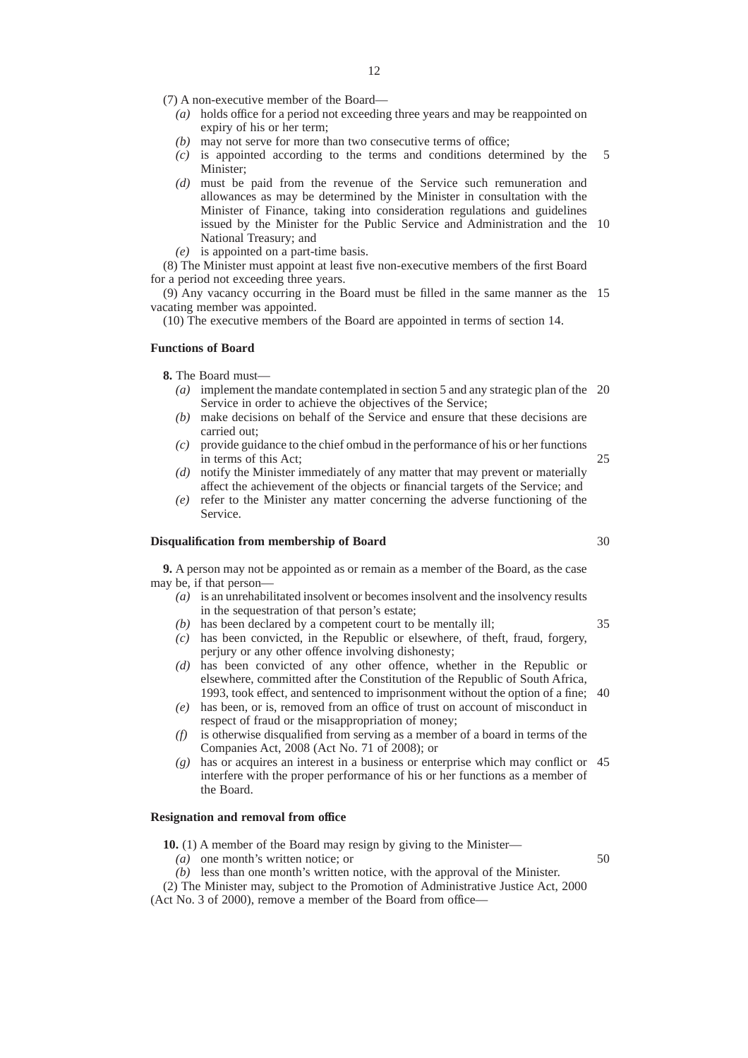(7) A non-executive member of the Board—

- *(a)* holds office for a period not exceeding three years and may be reappointed on expiry of his or her term;
- *(b)* may not serve for more than two consecutive terms of office;
- *(c)* is appointed according to the terms and conditions determined by the Minister;
- *(d)* must be paid from the revenue of the Service such remuneration and allowances as may be determined by the Minister in consultation with the Minister of Finance, taking into consideration regulations and guidelines issued by the Minister for the Public Service and Administration and the National Treasury; and
- *(e)* is appointed on a part-time basis.

(8) The Minister must appoint at least five non-executive members of the first Board for a period not exceeding three years.

(9) Any vacancy occurring in the Board must be filled in the same manner as the vacating member was appointed.

(10) The executive members of the Board are appointed in terms of section 14.

**Functions of Board**

**8.** The Board must—

- *(a)* implement the mandate contemplated in section 5 and any strategic plan of the Service in order to achieve the objectives of the Service;
- *(b)* make decisions on behalf of the Service and ensure that these decisions are carried out;
- *(c)* provide guidance to the chief ombud in the performance of his or her functions in terms of this Act;
- *(d)* notify the Minister immediately of any matter that may prevent or materially affect the achievement of the objects or financial targets of the Service; and
- *(e)* refer to the Minister any matter concerning the adverse functioning of the Service.

**Disqualification from membership of Board**

**9.** A person may not be appointed as or remain as a member of the Board, as the case may be, if that person—

- *(a)* is an unrehabilitated insolvent or becomes insolvent and the insolvency results in the sequestration of that person's estate;
- *(b)* has been declared by a competent court to be mentally ill;
- *(c)* has been convicted, in the Republic or elsewhere, of theft, fraud, forgery, perjury or any other offence involving dishonesty;
- *(d)* has been convicted of any other offence, whether in the Republic or elsewhere, committed after the Constitution of the Republic of South Africa, 1993, took effect, and sentenced to imprisonment without the option of a fine;
- *(e)* has been, or is, removed from an office of trust on account of misconduct in respect of fraud or the misappropriation of money;
- *(f)* is otherwise disqualified from serving as a member of a board in terms of the Companies Act, 2008 (Act No. 71 of 2008); or
- *(g)* has or acquires an interest in a business or enterprise which may conflict or interfere with the proper performance of his or her functions as a member of the Board.

**Resignation and removal from office**

**10.** (1) A member of the Board may resign by giving to the Minister—

- *(a)* one month's written notice; or
- *(b)* less than one month's written notice, with the approval of the Minister.

(2) The Minister may, subject to the Promotion of Administrative Justice Act, 2000 (Act No. 3 of 2000), remove a member of the Board from office—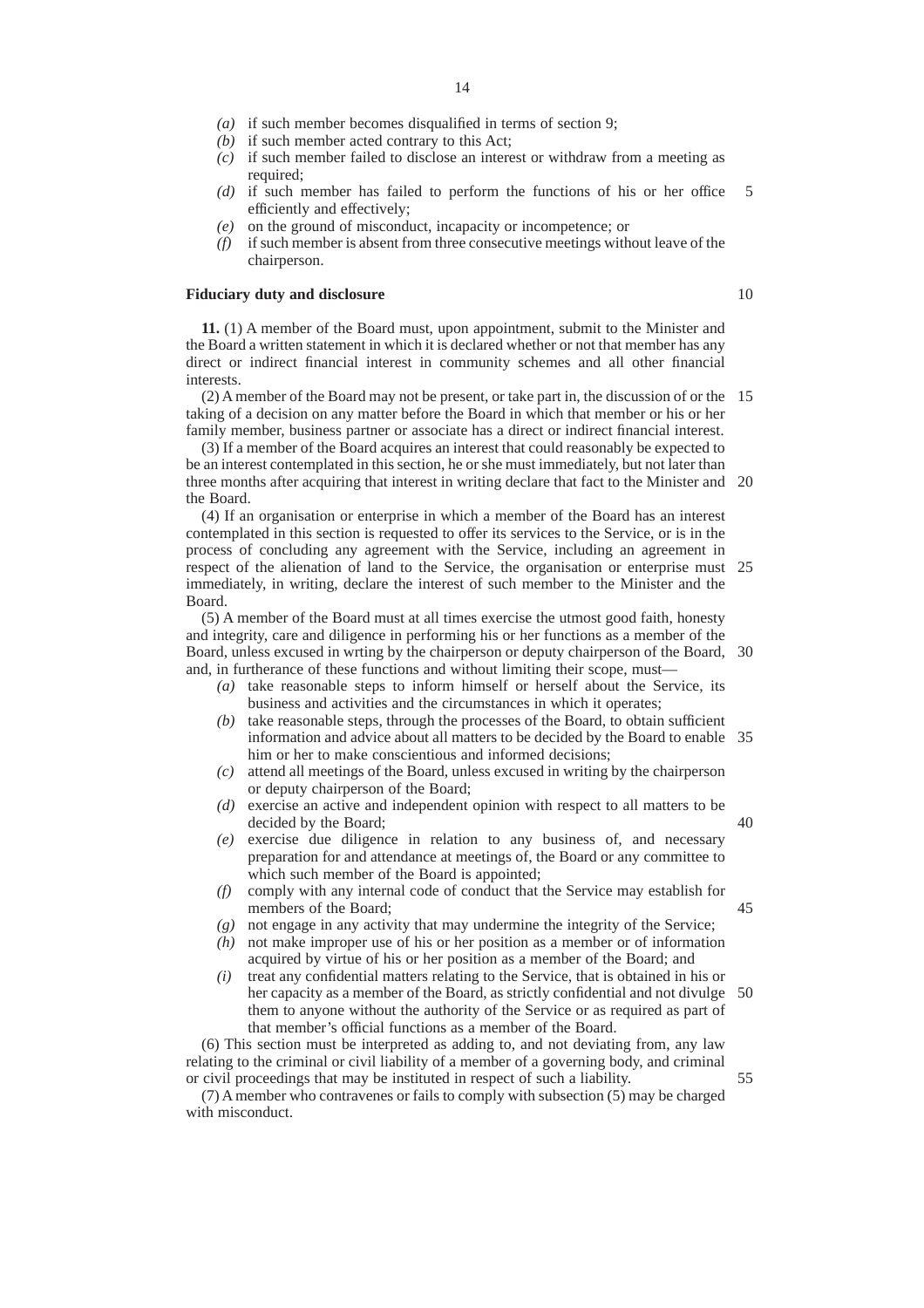- *(a)* if such member becomes disqualified in terms of section 9;
- *(b)* if such member acted contrary to this Act;
- *(c)* if such member failed to disclose an interest or withdraw from a meeting as required;
- *(d)* if such member has failed to perform the functions of his or her office efficiently and effectively;
- *(e)* on the ground of misconduct, incapacity or incompetence; or
- *(f)* if such member is absent from three consecutive meetings without leave of the chairperson.

**Fiduciary duty and disclosure**

**11.** (1) A member of the Board must, upon appointment, submit to the Minister and the Board a written statement in which it is declared whether or not that member has any direct or indirect financial interest in community schemes and all other financial interests.

(2) A member of the Board may not be present, or take part in, the discussion of or the taking of a decision on any matter before the Board in which that member or his or her family member, business partner or associate has a direct or indirect financial interest.

(3) If a member of the Board acquires an interest that could reasonably be expected to be an interest contemplated in this section, he or she must immediately, but not later than three months after acquiring that interest in writing declare that fact to the Minister and the Board.

(4) If an organisation or enterprise in which a member of the Board has an interest contemplated in this section is requested to offer its services to the Service, or is in the process of concluding any agreement with the Service, including an agreement in respect of the alienation of land to the Service, the organisation or enterprise must immediately, in writing, declare the interest of such member to the Minister and the Board.

(5) A member of the Board must at all times exercise the utmost good faith, honesty and integrity, care and diligence in performing his or her functions as a member of the Board, unless excused in wrting by the chairperson or deputy chairperson of the Board, and, in furtherance of these functions and without limiting their scope, must—

- *(a)* take reasonable steps to inform himself or herself about the Service, its business and activities and the circumstances in which it operates;
- *(b)* take reasonable steps, through the processes of the Board, to obtain sufficient information and advice about all matters to be decided by the Board to enable him or her to make conscientious and informed decisions;
- *(c)* attend all meetings of the Board, unless excused in writing by the chairperson or deputy chairperson of the Board;
- *(d)* exercise an active and independent opinion with respect to all matters to be decided by the Board;
- *(e)* exercise due diligence in relation to any business of, and necessary preparation for and attendance at meetings of, the Board or any committee to which such member of the Board is appointed;
- *(f)* comply with any internal code of conduct that the Service may establish for members of the Board;
- *(g)* not engage in any activity that may undermine the integrity of the Service;
- *(h)* not make improper use of his or her position as a member or of information acquired by virtue of his or her position as a member of the Board; and
- *(i)* treat any confidential matters relating to the Service, that is obtained in his or her capacity as a member of the Board, as strictly confidential and not divulge them to anyone without the authority of the Service or as required as part of that member's official functions as a member of the Board.

(6) This section must be interpreted as adding to, and not deviating from, any law relating to the criminal or civil liability of a member of a governing body, and criminal or civil proceedings that may be instituted in respect of such a liability.

(7) A member who contravenes or fails to comply with subsection (5) may be charged with misconduct.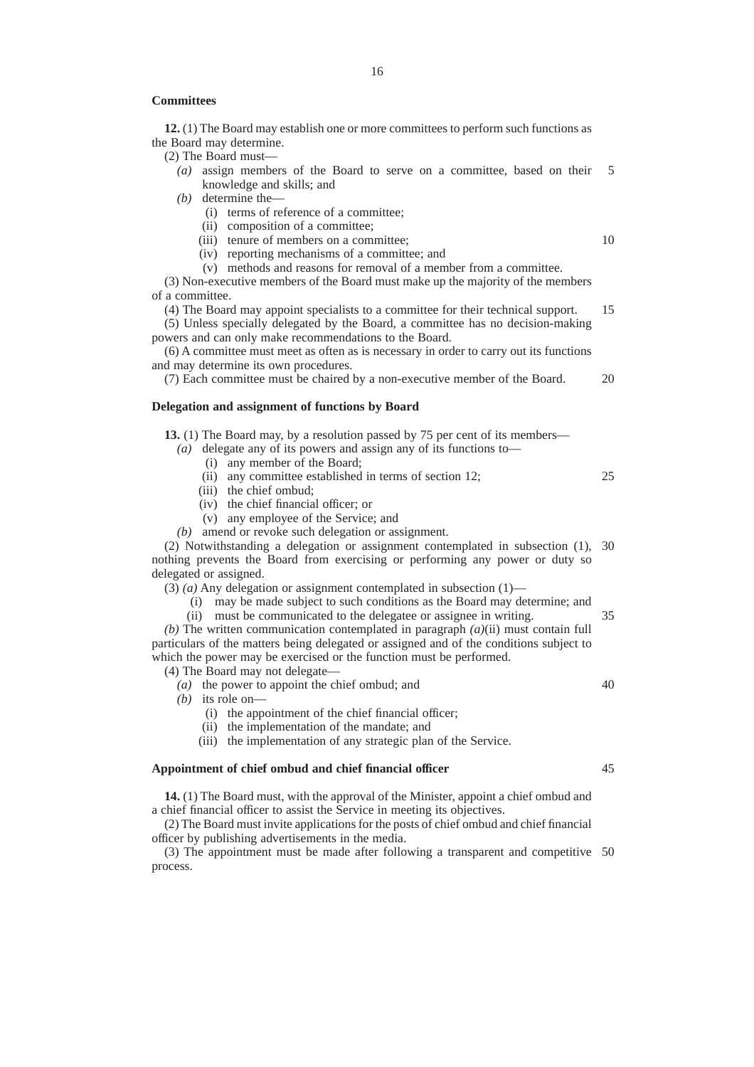**Committees**

**12.** (1) The Board may establish one or more committees to perform such functions as the Board may determine.

(2) The Board must—

*(a)* assign members of the Board to serve on a committee, based on their knowledge and skills; and

*(b)* determine the—

(i) terms of reference of a committee;

(ii) composition of a committee;

(iii) tenure of members on a committee;

(iv) reporting mechanisms of a committee; and

(v) methods and reasons for removal of a member from a committee.

(3) Non-executive members of the Board must make up the majority of the members of a committee.

(4) The Board may appoint specialists to a committee for their technical support.

(5) Unless specially delegated by the Board, a committee has no decision-making powers and can only make recommendations to the Board.

(6) A committee must meet as often as is necessary in order to carry out its functions and may determine its own procedures.

(7) Each committee must be chaired by a non-executive member of the Board.

**Delegation and assignment of functions by Board**

**13.** (1) The Board may, by a resolution passed by 75 per cent of its members—

*(a)* delegate any of its powers and assign any of its functions to—

(i) any member of the Board;

(ii) any committee established in terms of section 12;

(iii) the chief ombud;

(iv) the chief financial officer; or

(v) any employee of the Service; and

*(b)* amend or revoke such delegation or assignment.

(2) Notwithstanding a delegation or assignment contemplated in subsection (1), nothing prevents the Board from exercising or performing any power or duty so delegated or assigned.

(3) *(a)* Any delegation or assignment contemplated in subsection (1)—

(i) may be made subject to such conditions as the Board may determine; and

(ii) must be communicated to the delegatee or assignee in writing.

*(b)* The written communication contemplated in paragraph *(a)*(ii) must contain full particulars of the matters being delegated or assigned and of the conditions subject to which the power may be exercised or the function must be performed.

(4) The Board may not delegate—

*(a)* the power to appoint the chief ombud; and

*(b)* its role on—

(i) the appointment of the chief financial officer;

(ii) the implementation of the mandate; and

(iii) the implementation of any strategic plan of the Service.

**Appointment of chief ombud and chief financial officer**

**14.** (1) The Board must, with the approval of the Minister, appoint a chief ombud and a chief financial officer to assist the Service in meeting its objectives.

(2) The Board must invite applications for the posts of chief ombud and chief financial officer by publishing advertisements in the media.

(3) The appointment must be made after following a transparent and competitive process.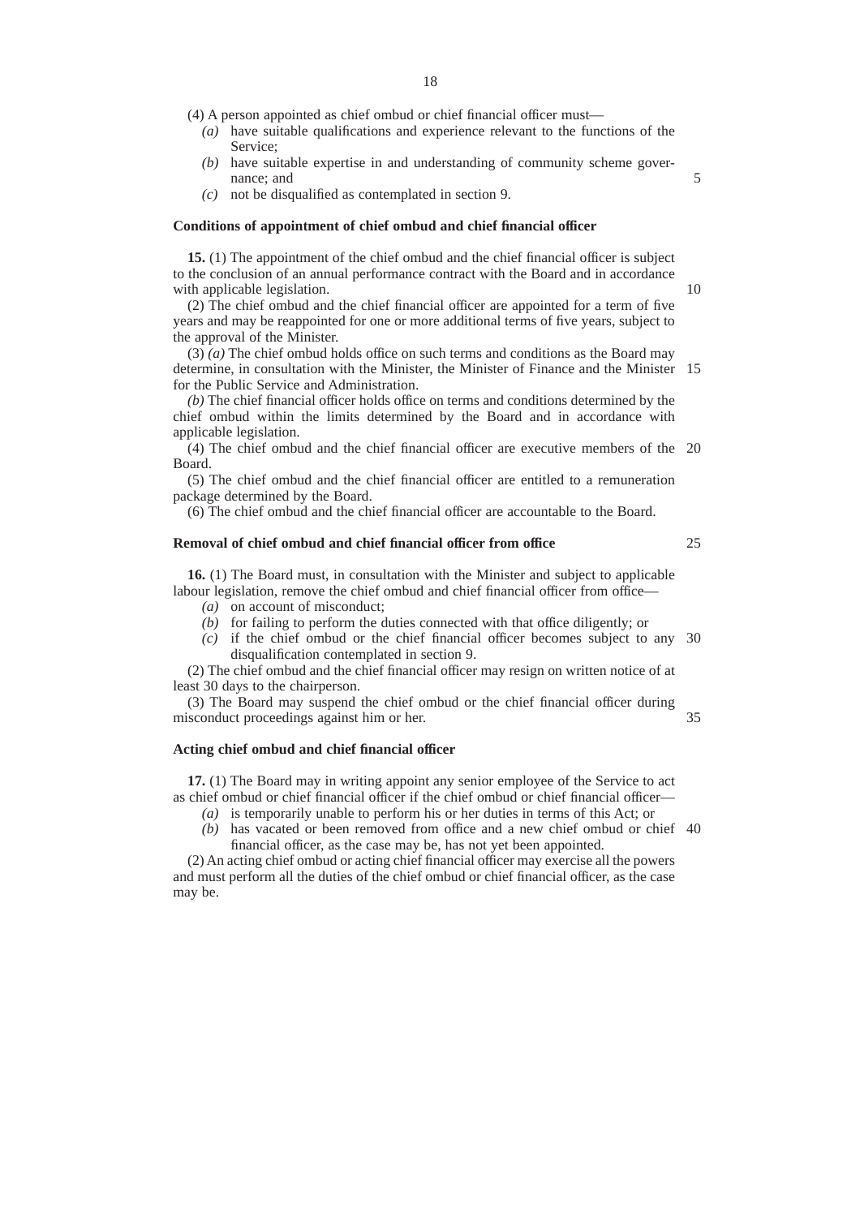(4) A person appointed as chief ombud or chief financial officer must—

*(a)* have suitable qualifications and experience relevant to the functions of the Service;

*(b)* have suitable expertise in and understanding of community scheme governance; and

*(c)* not be disqualified as contemplated in section 9.

**Conditions of appointment of chief ombud and chief financial officer**

**15.** (1) The appointment of the chief ombud and the chief financial officer is subject to the conclusion of an annual performance contract with the Board and in accordance with applicable legislation.

(2) The chief ombud and the chief financial officer are appointed for a term of five years and may be reappointed for one or more additional terms of five years, subject to the approval of the Minister.

(3) *(a)* The chief ombud holds office on such terms and conditions as the Board may determine, in consultation with the Minister, the Minister of Finance and the Minister for the Public Service and Administration.

*(b)* The chief financial officer holds office on terms and conditions determined by the chief ombud within the limits determined by the Board and in accordance with applicable legislation.

(4) The chief ombud and the chief financial officer are executive members of the Board.

(5) The chief ombud and the chief financial officer are entitled to a remuneration package determined by the Board.

(6) The chief ombud and the chief financial officer are accountable to the Board.

**Removal of chief ombud and chief financial officer from office**

**16.** (1) The Board must, in consultation with the Minister and subject to applicable labour legislation, remove the chief ombud and chief financial officer from office—

*(a)* on account of misconduct;

*(b)* for failing to perform the duties connected with that office diligently; or

*(c)* if the chief ombud or the chief financial officer becomes subject to any disqualification contemplated in section 9.

(2) The chief ombud and the chief financial officer may resign on written notice of at least 30 days to the chairperson.

(3) The Board may suspend the chief ombud or the chief financial officer during misconduct proceedings against him or her.

**Acting chief ombud and chief financial officer**

**17.** (1) The Board may in writing appoint any senior employee of the Service to act as chief ombud or chief financial officer if the chief ombud or chief financial officer—

*(a)* is temporarily unable to perform his or her duties in terms of this Act; or

*(b)* has vacated or been removed from office and a new chief ombud or chief financial officer, as the case may be, has not yet been appointed.

(2) An acting chief ombud or acting chief financial officer may exercise all the powers and must perform all the duties of the chief ombud or chief financial officer, as the case may be.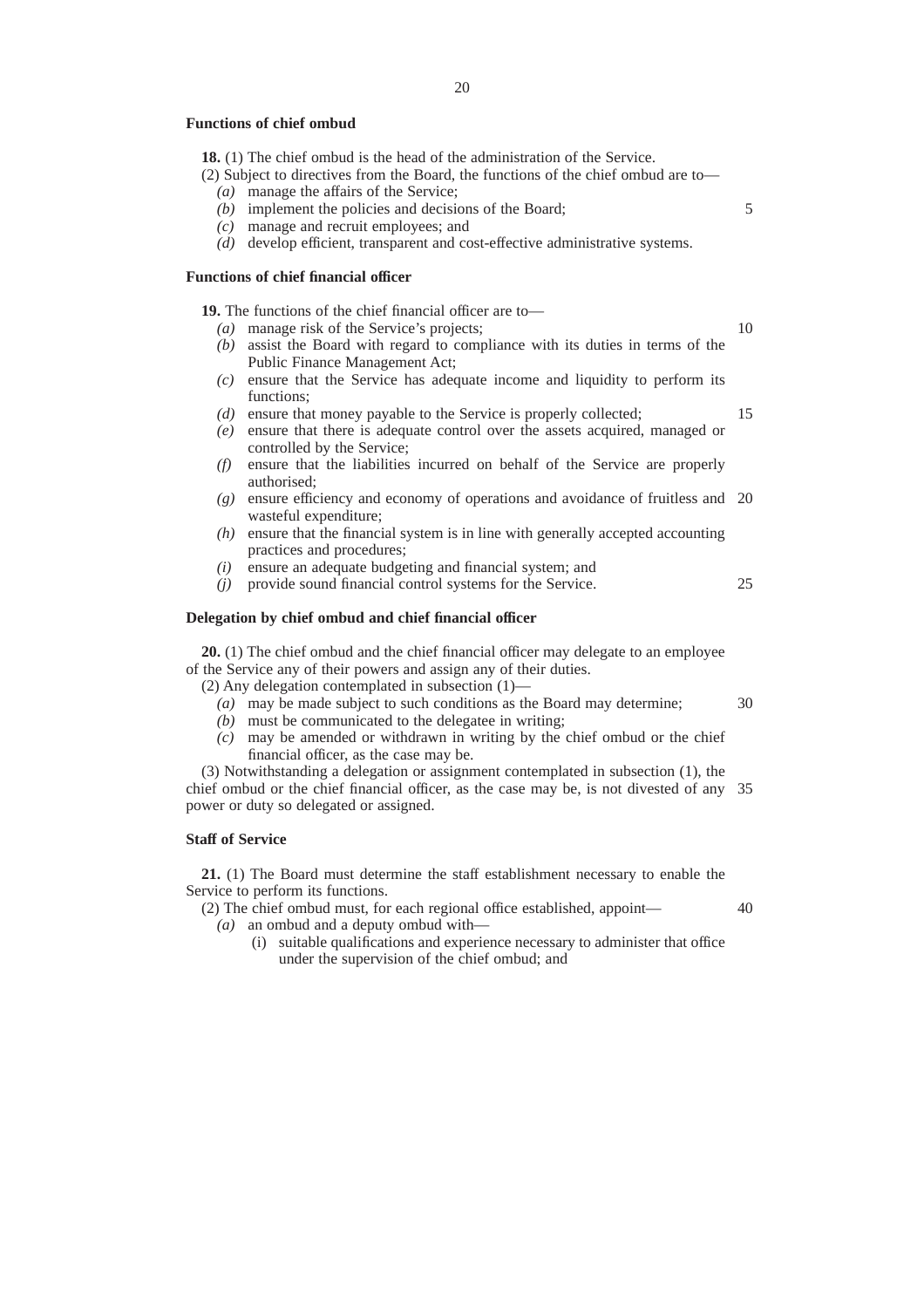**Functions of chief ombud**

**18.** (1) The chief ombud is the head of the administration of the Service.

(2) Subject to directives from the Board, the functions of the chief ombud are to—

*(a)* manage the affairs of the Service;

*(b)* implement the policies and decisions of the Board;

*(c)* manage and recruit employees; and

*(d)* develop efficient, transparent and cost-effective administrative systems.

**Functions of chief financial officer**

**19.** The functions of the chief financial officer are to—

*(a)* manage risk of the Service's projects;

*(b)* assist the Board with regard to compliance with its duties in terms of the Public Finance Management Act;

*(c)* ensure that the Service has adequate income and liquidity to perform its functions;

*(d)* ensure that money payable to the Service is properly collected;

*(e)* ensure that there is adequate control over the assets acquired, managed or controlled by the Service;

*(f)* ensure that the liabilities incurred on behalf of the Service are properly authorised;

*(g)* ensure efficiency and economy of operations and avoidance of fruitless and wasteful expenditure;

*(h)* ensure that the financial system is in line with generally accepted accounting practices and procedures;

*(i)* ensure an adequate budgeting and financial system; and

*(j)* provide sound financial control systems for the Service.

**Delegation by chief ombud and chief financial officer**

**20.** (1) The chief ombud and the chief financial officer may delegate to an employee of the Service any of their powers and assign any of their duties.

(2) Any delegation contemplated in subsection (1)—

*(a)* may be made subject to such conditions as the Board may determine;

*(b)* must be communicated to the delegatee in writing;

*(c)* may be amended or withdrawn in writing by the chief ombud or the chief financial officer, as the case may be.

(3) Notwithstanding a delegation or assignment contemplated in subsection (1), the chief ombud or the chief financial officer, as the case may be, is not divested of any power or duty so delegated or assigned.

**Staff of Service**

**21.** (1) The Board must determine the staff establishment necessary to enable the Service to perform its functions.

(2) The chief ombud must, for each regional office established, appoint—

*(a)* an ombud and a deputy ombud with—

(i) suitable qualifications and experience necessary to administer that office under the supervision of the chief ombud; and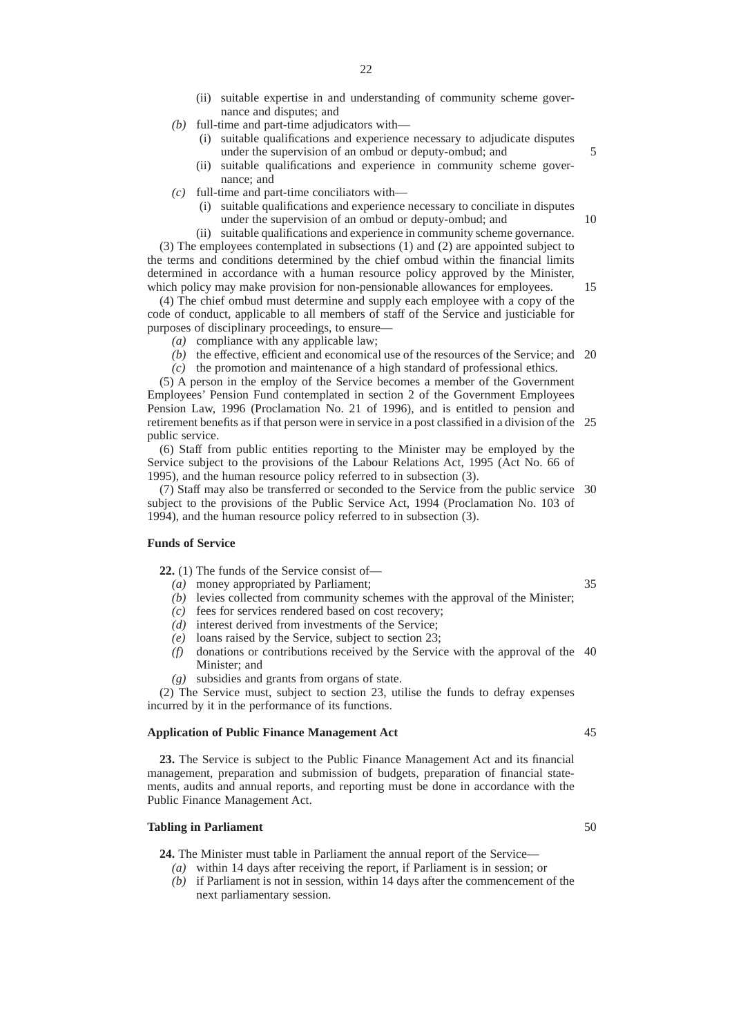(ii) suitable expertise in and understanding of community scheme governance and disputes; and

*(b)* full-time and part-time adjudicators with—

(i) suitable qualifications and experience necessary to adjudicate disputes under the supervision of an ombud or deputy-ombud; and

(ii) suitable qualifications and experience in community scheme governance; and

*(c)* full-time and part-time conciliators with—

(i) suitable qualifications and experience necessary to conciliate in disputes under the supervision of an ombud or deputy-ombud; and

(ii) suitable qualifications and experience in community scheme governance.

(3) The employees contemplated in subsections (1) and (2) are appointed subject to the terms and conditions determined by the chief ombud within the financial limits determined in accordance with a human resource policy approved by the Minister, which policy may make provision for non-pensionable allowances for employees.

(4) The chief ombud must determine and supply each employee with a copy of the code of conduct, applicable to all members of staff of the Service and justiciable for purposes of disciplinary proceedings, to ensure—

*(a)* compliance with any applicable law;

*(b)* the effective, efficient and economical use of the resources of the Service; and

*(c)* the promotion and maintenance of a high standard of professional ethics.

(5) A person in the employ of the Service becomes a member of the Government Employees' Pension Fund contemplated in section 2 of the Government Employees Pension Law, 1996 (Proclamation No. 21 of 1996), and is entitled to pension and retirement benefits as if that person were in service in a post classified in a division of the public service.

(6) Staff from public entities reporting to the Minister may be employed by the Service subject to the provisions of the Labour Relations Act, 1995 (Act No. 66 of 1995), and the human resource policy referred to in subsection (3).

(7) Staff may also be transferred or seconded to the Service from the public service subject to the provisions of the Public Service Act, 1994 (Proclamation No. 103 of 1994), and the human resource policy referred to in subsection (3).

**Funds of Service**

**22.** (1) The funds of the Service consist of—

*(a)* money appropriated by Parliament;

*(b)* levies collected from community schemes with the approval of the Minister;

*(c)* fees for services rendered based on cost recovery;

*(d)* interest derived from investments of the Service;

*(e)* loans raised by the Service, subject to section 23;

*(f)* donations or contributions received by the Service with the approval of the Minister; and

*(g)* subsidies and grants from organs of state.

(2) The Service must, subject to section 23, utilise the funds to defray expenses incurred by it in the performance of its functions.

**Application of Public Finance Management Act**

**23.** The Service is subject to the Public Finance Management Act and its financial management, preparation and submission of budgets, preparation of financial statements, audits and annual reports, and reporting must be done in accordance with the Public Finance Management Act.

**Tabling in Parliament**

**24.** The Minister must table in Parliament the annual report of the Service—

*(a)* within 14 days after receiving the report, if Parliament is in session; or

*(b)* if Parliament is not in session, within 14 days after the commencement of the next parliamentary session.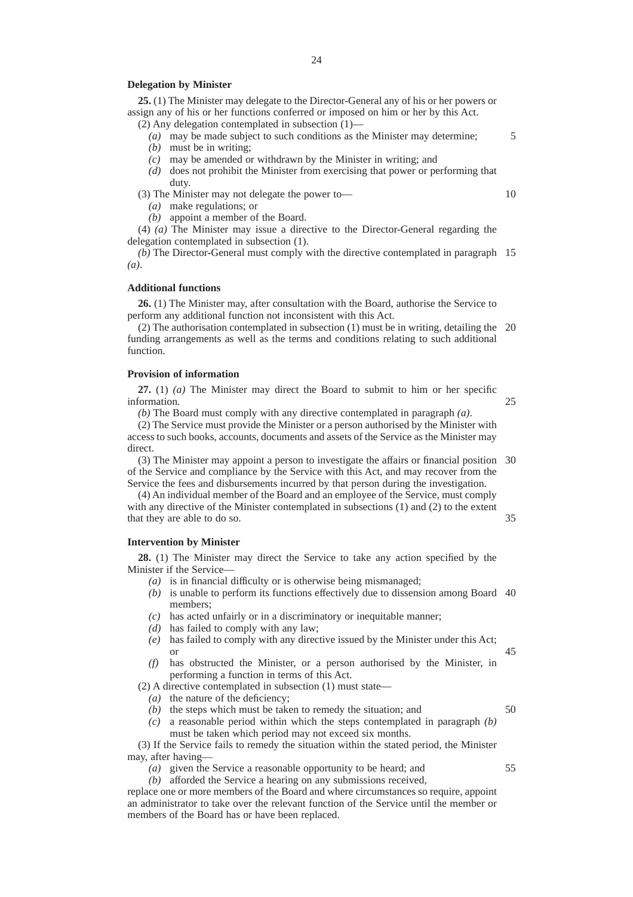**Delegation by Minister**

**25.** (1) The Minister may delegate to the Director-General any of his or her powers or assign any of his or her functions conferred or imposed on him or her by this Act.

(2) Any delegation contemplated in subsection (1)—

- *(a)* may be made subject to such conditions as the Minister may determine;
- *(b)* must be in writing;
- *(c)* may be amended or withdrawn by the Minister in writing; and
- *(d)* does not prohibit the Minister from exercising that power or performing that duty.

(3) The Minister may not delegate the power to—

- *(a)* make regulations; or
- *(b)* appoint a member of the Board.

(4) *(a)* The Minister may issue a directive to the Director-General regarding the delegation contemplated in subsection (1).

*(b)* The Director-General must comply with the directive contemplated in paragraph *(a)*.

**Additional functions**

**26.** (1) The Minister may, after consultation with the Board, authorise the Service to perform any additional function not inconsistent with this Act.

(2) The authorisation contemplated in subsection (1) must be in writing, detailing the funding arrangements as well as the terms and conditions relating to such additional function.

**Provision of information**

**27.** (1) *(a)* The Minister may direct the Board to submit to him or her specific information.

*(b)* The Board must comply with any directive contemplated in paragraph *(a)*.

(2) The Service must provide the Minister or a person authorised by the Minister with access to such books, accounts, documents and assets of the Service as the Minister may direct.

(3) The Minister may appoint a person to investigate the affairs or financial position of the Service and compliance by the Service with this Act, and may recover from the Service the fees and disbursements incurred by that person during the investigation.

(4) An individual member of the Board and an employee of the Service, must comply with any directive of the Minister contemplated in subsections (1) and (2) to the extent that they are able to do so.

**Intervention by Minister**

**28.** (1) The Minister may direct the Service to take any action specified by the Minister if the Service—

- *(a)* is in financial difficulty or is otherwise being mismanaged;
- *(b)* is unable to perform its functions effectively due to dissension among Board members;
- *(c)* has acted unfairly or in a discriminatory or inequitable manner;
- *(d)* has failed to comply with any law;
- *(e)* has failed to comply with any directive issued by the Minister under this Act; or
- *(f)* has obstructed the Minister, or a person authorised by the Minister, in performing a function in terms of this Act.

(2) A directive contemplated in subsection (1) must state—

- *(a)* the nature of the deficiency;
- *(b)* the steps which must be taken to remedy the situation; and
- *(c)* a reasonable period within which the steps contemplated in paragraph *(b)* must be taken which period may not exceed six months.

(3) If the Service fails to remedy the situation within the stated period, the Minister may, after having—

- *(a)* given the Service a reasonable opportunity to be heard; and
- *(b)* afforded the Service a hearing on any submissions received,

replace one or more members of the Board and where circumstances so require, appoint an administrator to take over the relevant function of the Service until the member or members of the Board has or have been replaced.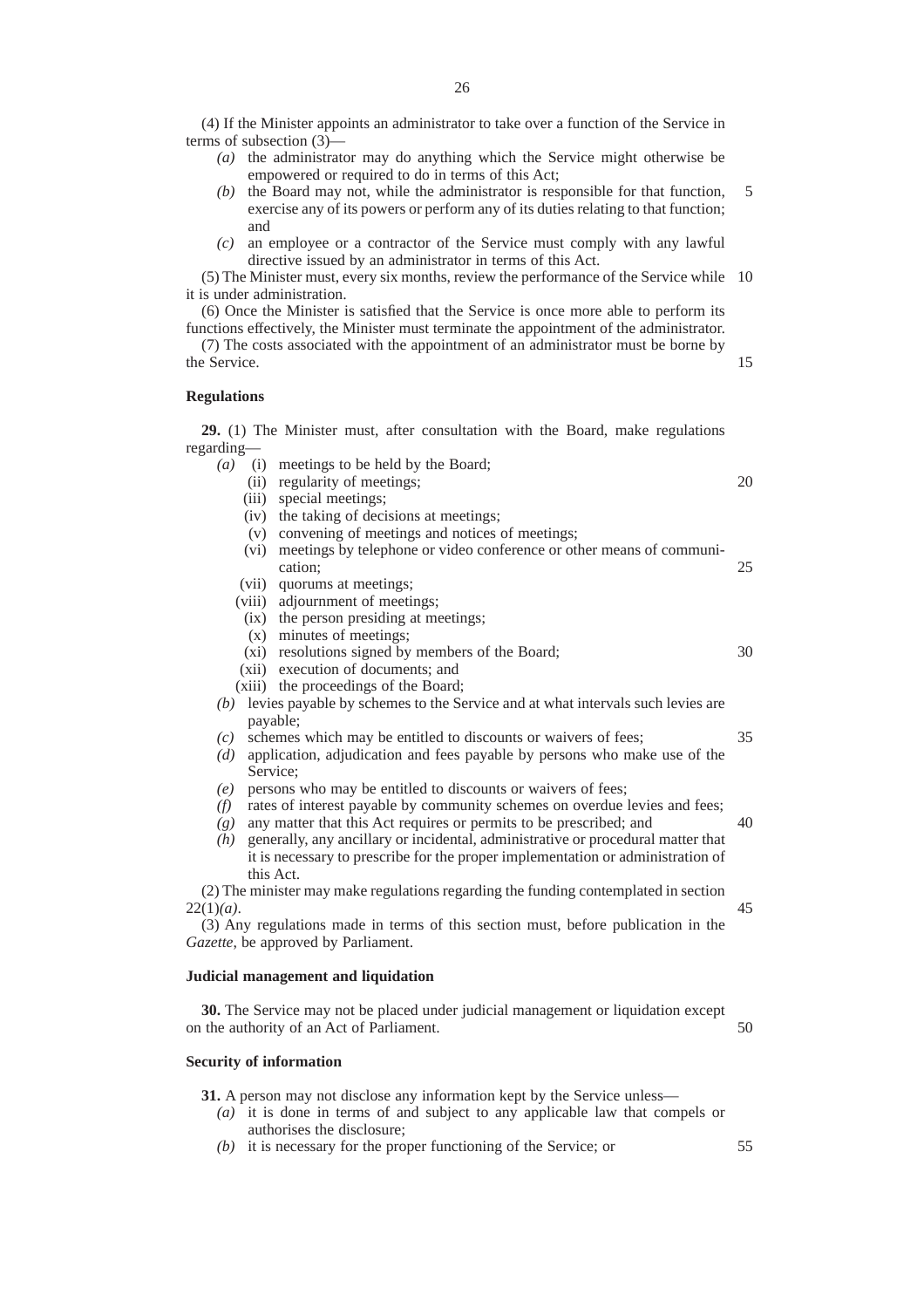(4) If the Minister appoints an administrator to take over a function of the Service in terms of subsection (3)—

- *(a)* the administrator may do anything which the Service might otherwise be empowered or required to do in terms of this Act;
- *(b)* the Board may not, while the administrator is responsible for that function, exercise any of its powers or perform any of its duties relating to that function; and
- *(c)* an employee or a contractor of the Service must comply with any lawful directive issued by an administrator in terms of this Act.

(5) The Minister must, every six months, review the performance of the Service while it is under administration.

(6) Once the Minister is satisfied that the Service is once more able to perform its functions effectively, the Minister must terminate the appointment of the administrator.

(7) The costs associated with the appointment of an administrator must be borne by the Service.

**Regulations**

**29.** (1) The Minister must, after consultation with the Board, make regulations regarding—

- *(a)* (i) meetings to be held by the Board;
  - (ii) regularity of meetings;
  - (iii) special meetings;
  - (iv) the taking of decisions at meetings;
  - (v) convening of meetings and notices of meetings;
  - (vi) meetings by telephone or video conference or other means of communication;
  - (vii) quorums at meetings;
  - (viii) adjournment of meetings;
  - (ix) the person presiding at meetings;
  - (x) minutes of meetings;
  - (xi) resolutions signed by members of the Board;
  - (xii) execution of documents; and
  - (xiii) the proceedings of the Board;
- *(b)* levies payable by schemes to the Service and at what intervals such levies are payable;
- *(c)* schemes which may be entitled to discounts or waivers of fees;
- *(d)* application, adjudication and fees payable by persons who make use of the Service;
- *(e)* persons who may be entitled to discounts or waivers of fees;
- *(f)* rates of interest payable by community schemes on overdue levies and fees;
- *(g)* any matter that this Act requires or permits to be prescribed; and
- *(h)* generally, any ancillary or incidental, administrative or procedural matter that it is necessary to prescribe for the proper implementation or administration of this Act.

(2) The minister may make regulations regarding the funding contemplated in section 22(1)*(a)*.

(3) Any regulations made in terms of this section must, before publication in the *Gazette*, be approved by Parliament.

**Judicial management and liquidation**

**30.** The Service may not be placed under judicial management or liquidation except on the authority of an Act of Parliament.

**Security of information**

**31.** A person may not disclose any information kept by the Service unless—

- *(a)* it is done in terms of and subject to any applicable law that compels or authorises the disclosure;
- *(b)* it is necessary for the proper functioning of the Service; or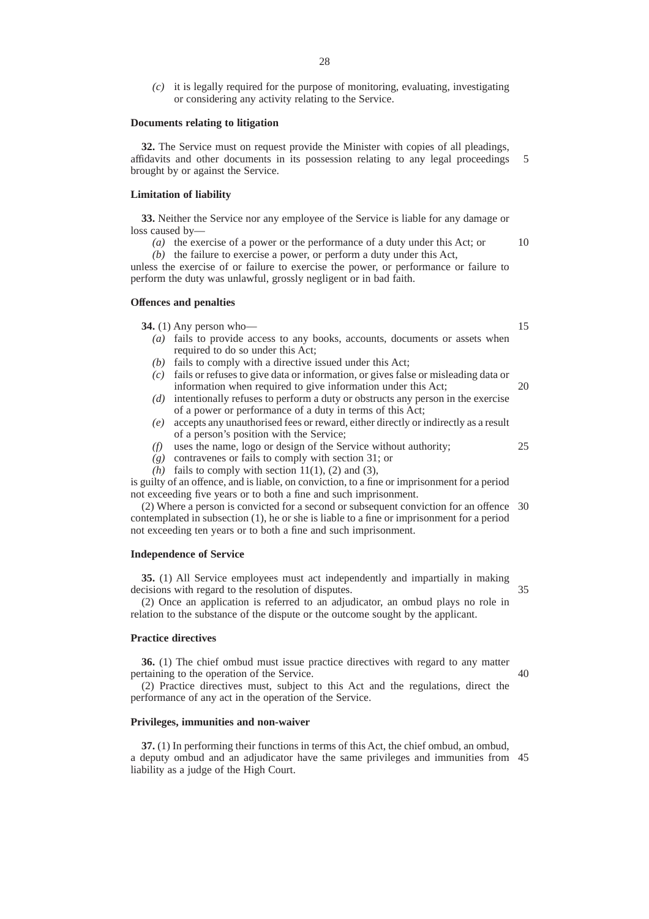*(c)* it is legally required for the purpose of monitoring, evaluating, investigating or considering any activity relating to the Service.

**Documents relating to litigation**

**32.** The Service must on request provide the Minister with copies of all pleadings, affidavits and other documents in its possession relating to any legal proceedings brought by or against the Service.

**Limitation of liability**

**33.** Neither the Service nor any employee of the Service is liable for any damage or loss caused by—

*(a)* the exercise of a power or the performance of a duty under this Act; or

*(b)* the failure to exercise a power, or perform a duty under this Act,

unless the exercise of or failure to exercise the power, or performance or failure to perform the duty was unlawful, grossly negligent or in bad faith.

**Offences and penalties**

**34.** (1) Any person who—

*(a)* fails to provide access to any books, accounts, documents or assets when required to do so under this Act;

*(b)* fails to comply with a directive issued under this Act;

*(c)* fails or refuses to give data or information, or gives false or misleading data or information when required to give information under this Act;

*(d)* intentionally refuses to perform a duty or obstructs any person in the exercise of a power or performance of a duty in terms of this Act;

*(e)* accepts any unauthorised fees or reward, either directly or indirectly as a result of a person's position with the Service;

*(f)* uses the name, logo or design of the Service without authority;

*(g)* contravenes or fails to comply with section 31; or

*(h)* fails to comply with section 11(1), (2) and (3),

is guilty of an offence, and is liable, on conviction, to a fine or imprisonment for a period not exceeding five years or to both a fine and such imprisonment.

(2) Where a person is convicted for a second or subsequent conviction for an offence contemplated in subsection (1), he or she is liable to a fine or imprisonment for a period not exceeding ten years or to both a fine and such imprisonment.

**Independence of Service**

**35.** (1) All Service employees must act independently and impartially in making decisions with regard to the resolution of disputes.

(2) Once an application is referred to an adjudicator, an ombud plays no role in relation to the substance of the dispute or the outcome sought by the applicant.

**Practice directives**

**36.** (1) The chief ombud must issue practice directives with regard to any matter pertaining to the operation of the Service.

(2) Practice directives must, subject to this Act and the regulations, direct the performance of any act in the operation of the Service.

**Privileges, immunities and non-waiver**

**37.** (1) In performing their functions in terms of this Act, the chief ombud, an ombud, a deputy ombud and an adjudicator have the same privileges and immunities from liability as a judge of the High Court.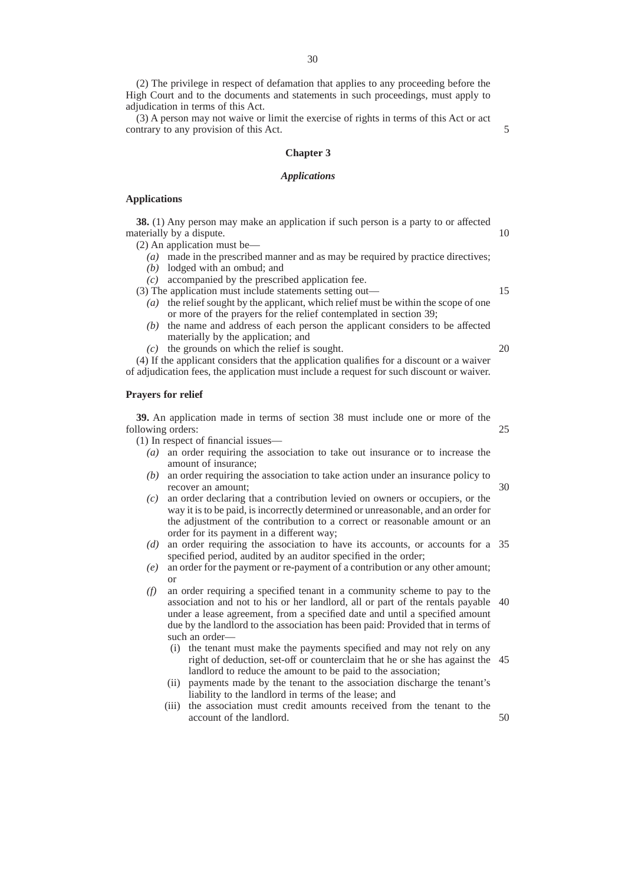(2) The privilege in respect of defamation that applies to any proceeding before the High Court and to the documents and statements in such proceedings, must apply to adjudication in terms of this Act.

(3) A person may not waive or limit the exercise of rights in terms of this Act or act contrary to any provision of this Act.

## Chapter 3

### *Applications*

**Applications**

**38.** (1) Any person may make an application if such person is a party to or affected materially by a dispute.

(2) An application must be—

- *(a)* made in the prescribed manner and as may be required by practice directives;
- *(b)* lodged with an ombud; and
- *(c)* accompanied by the prescribed application fee.

(3) The application must include statements setting out—

- *(a)* the relief sought by the applicant, which relief must be within the scope of one or more of the prayers for the relief contemplated in section 39;
- *(b)* the name and address of each person the applicant considers to be affected materially by the application; and
- *(c)* the grounds on which the relief is sought.

(4) If the applicant considers that the application qualifies for a discount or a waiver of adjudication fees, the application must include a request for such discount or waiver.

**Prayers for relief**

**39.** An application made in terms of section 38 must include one or more of the following orders:

(1) In respect of financial issues—

- *(a)* an order requiring the association to take out insurance or to increase the amount of insurance;
- *(b)* an order requiring the association to take action under an insurance policy to recover an amount;
- *(c)* an order declaring that a contribution levied on owners or occupiers, or the way it is to be paid, is incorrectly determined or unreasonable, and an order for the adjustment of the contribution to a correct or reasonable amount or an order for its payment in a different way;
- *(d)* an order requiring the association to have its accounts, or accounts for a specified period, audited by an auditor specified in the order;
- *(e)* an order for the payment or re-payment of a contribution or any other amount; or
- *(f)* an order requiring a specified tenant in a community scheme to pay to the association and not to his or her landlord, all or part of the rentals payable under a lease agreement, from a specified date and until a specified amount due by the landlord to the association has been paid: Provided that in terms of such an order—
  - (i) the tenant must make the payments specified and may not rely on any right of deduction, set-off or counterclaim that he or she has against the landlord to reduce the amount to be paid to the association;
  - (ii) payments made by the tenant to the association discharge the tenant's liability to the landlord in terms of the lease; and
  - (iii) the association must credit amounts received from the tenant to the account of the landlord.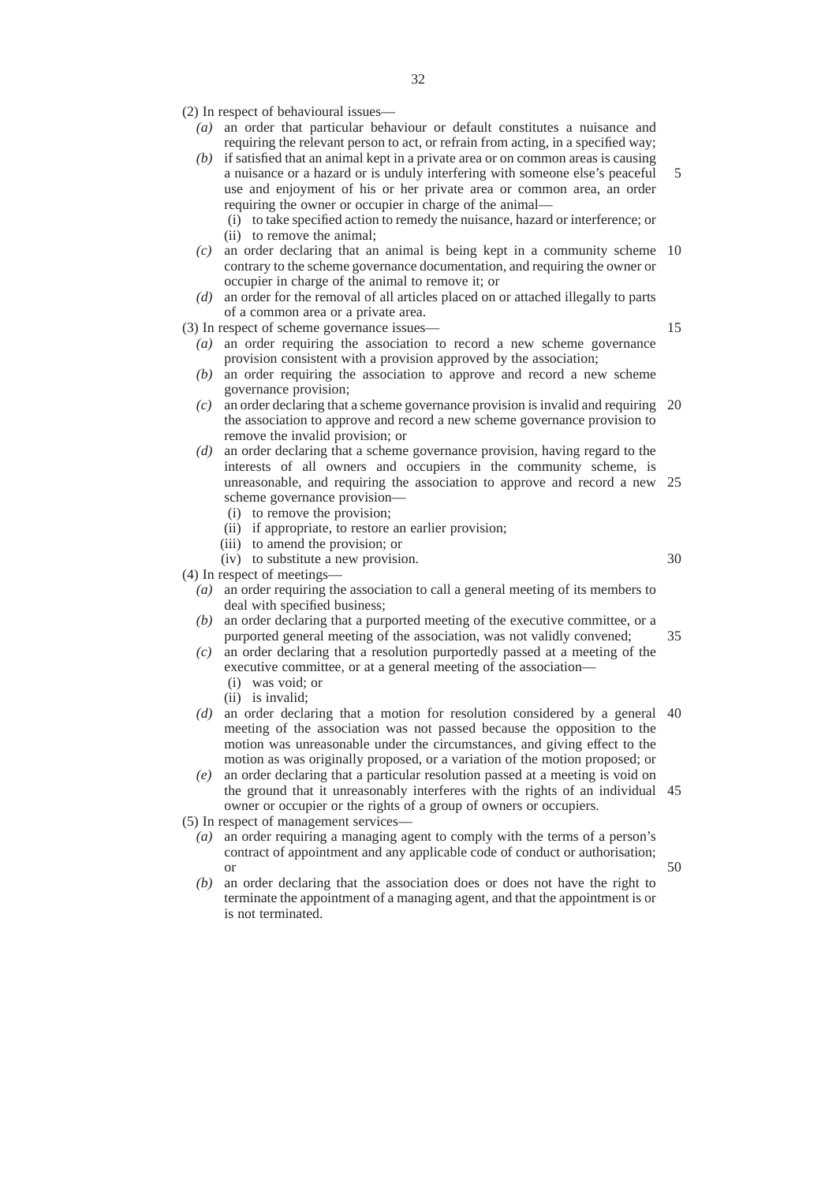(2) In respect of behavioural issues—

- *(a)* an order that particular behaviour or default constitutes a nuisance and requiring the relevant person to act, or refrain from acting, in a specified way;
- *(b)* if satisfied that an animal kept in a private area or on common areas is causing a nuisance or a hazard or is unduly interfering with someone else's peaceful use and enjoyment of his or her private area or common area, an order requiring the owner or occupier in charge of the animal—
  - (i) to take specified action to remedy the nuisance, hazard or interference; or
  - (ii) to remove the animal;
- *(c)* an order declaring that an animal is being kept in a community scheme contrary to the scheme governance documentation, and requiring the owner or occupier in charge of the animal to remove it; or
- *(d)* an order for the removal of all articles placed on or attached illegally to parts of a common area or a private area.

(3) In respect of scheme governance issues—

- *(a)* an order requiring the association to record a new scheme governance provision consistent with a provision approved by the association;
- *(b)* an order requiring the association to approve and record a new scheme governance provision;
- *(c)* an order declaring that a scheme governance provision is invalid and requiring the association to approve and record a new scheme governance provision to remove the invalid provision; or
- *(d)* an order declaring that a scheme governance provision, having regard to the interests of all owners and occupiers in the community scheme, is unreasonable, and requiring the association to approve and record a new scheme governance provision—
  - (i) to remove the provision;
  - (ii) if appropriate, to restore an earlier provision;
  - (iii) to amend the provision; or
  - (iv) to substitute a new provision.

(4) In respect of meetings—

- *(a)* an order requiring the association to call a general meeting of its members to deal with specified business;
- *(b)* an order declaring that a purported meeting of the executive committee, or a purported general meeting of the association, was not validly convened;
- *(c)* an order declaring that a resolution purportedly passed at a meeting of the executive committee, or at a general meeting of the association—
  - (i) was void; or
  - (ii) is invalid;
- *(d)* an order declaring that a motion for resolution considered by a general meeting of the association was not passed because the opposition to the motion was unreasonable under the circumstances, and giving effect to the motion as was originally proposed, or a variation of the motion proposed; or
- *(e)* an order declaring that a particular resolution passed at a meeting is void on the ground that it unreasonably interferes with the rights of an individual owner or occupier or the rights of a group of owners or occupiers.

(5) In respect of management services—

- *(a)* an order requiring a managing agent to comply with the terms of a person's contract of appointment and any applicable code of conduct or authorisation; or
- *(b)* an order declaring that the association does or does not have the right to terminate the appointment of a managing agent, and that the appointment is or is not terminated.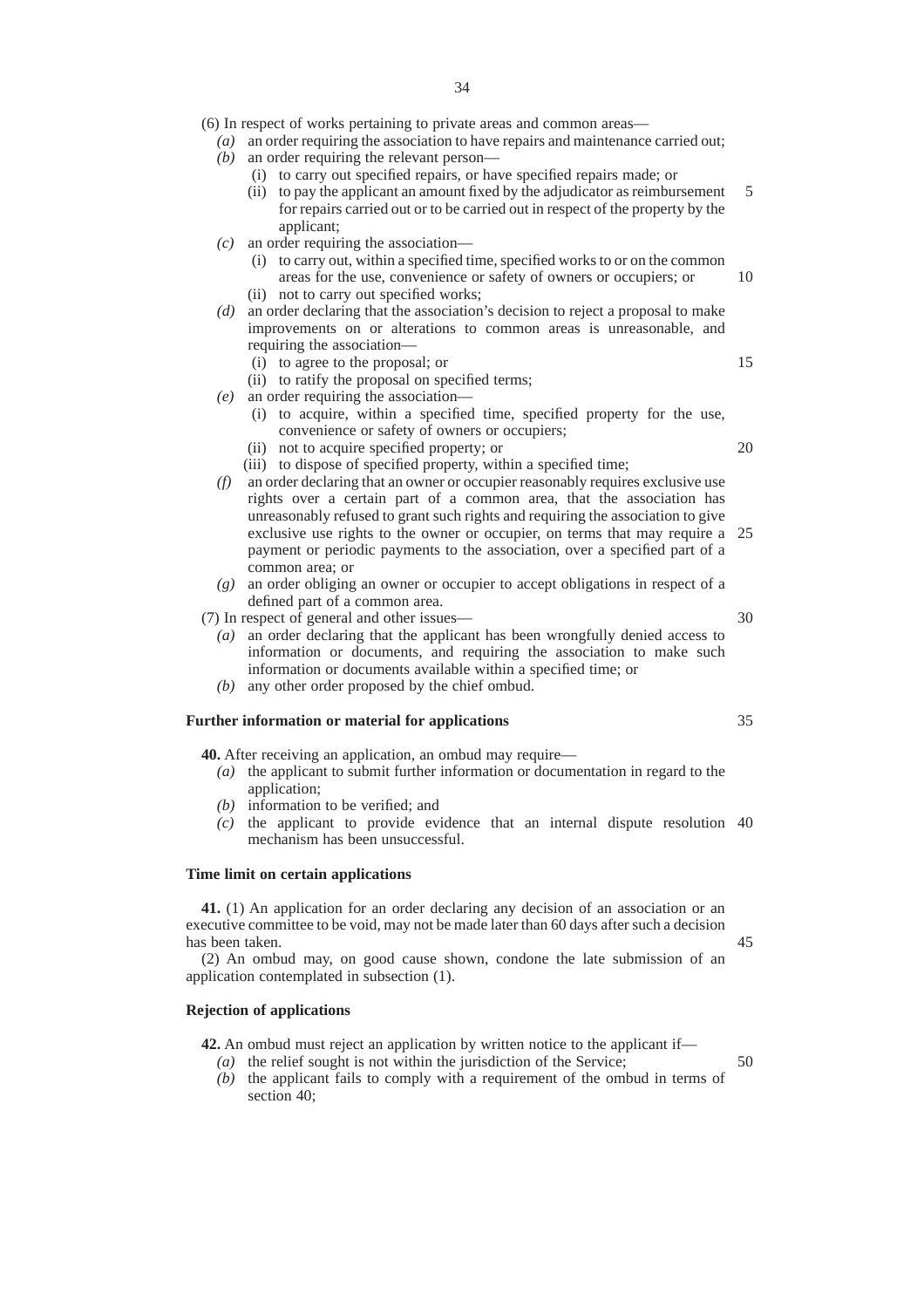(6) In respect of works pertaining to private areas and common areas—

*(a)* an order requiring the association to have repairs and maintenance carried out;

*(b)* an order requiring the relevant person—

(i) to carry out specified repairs, or have specified repairs made; or

(ii) to pay the applicant an amount fixed by the adjudicator as reimbursement for repairs carried out or to be carried out in respect of the property by the applicant;

*(c)* an order requiring the association—

(i) to carry out, within a specified time, specified works to or on the common areas for the use, convenience or safety of owners or occupiers; or

(ii) not to carry out specified works;

*(d)* an order declaring that the association's decision to reject a proposal to make improvements on or alterations to common areas is unreasonable, and requiring the association—

(i) to agree to the proposal; or

(ii) to ratify the proposal on specified terms;

*(e)* an order requiring the association—

(i) to acquire, within a specified time, specified property for the use, convenience or safety of owners or occupiers;

(ii) not to acquire specified property; or

(iii) to dispose of specified property, within a specified time;

*(f)* an order declaring that an owner or occupier reasonably requires exclusive use rights over a certain part of a common area, that the association has unreasonably refused to grant such rights and requiring the association to give exclusive use rights to the owner or occupier, on terms that may require a payment or periodic payments to the association, over a specified part of a common area; or

*(g)* an order obliging an owner or occupier to accept obligations in respect of a defined part of a common area.

(7) In respect of general and other issues—

*(a)* an order declaring that the applicant has been wrongfully denied access to information or documents, and requiring the association to make such information or documents available within a specified time; or

*(b)* any other order proposed by the chief ombud.

**Further information or material for applications**

**40.** After receiving an application, an ombud may require—

*(a)* the applicant to submit further information or documentation in regard to the application;

*(b)* information to be verified; and

*(c)* the applicant to provide evidence that an internal dispute resolution mechanism has been unsuccessful.

**Time limit on certain applications**

**41.** (1) An application for an order declaring any decision of an association or an executive committee to be void, may not be made later than 60 days after such a decision has been taken.

(2) An ombud may, on good cause shown, condone the late submission of an application contemplated in subsection (1).

**Rejection of applications**

**42.** An ombud must reject an application by written notice to the applicant if—

*(a)* the relief sought is not within the jurisdiction of the Service;

*(b)* the applicant fails to comply with a requirement of the ombud in terms of section 40;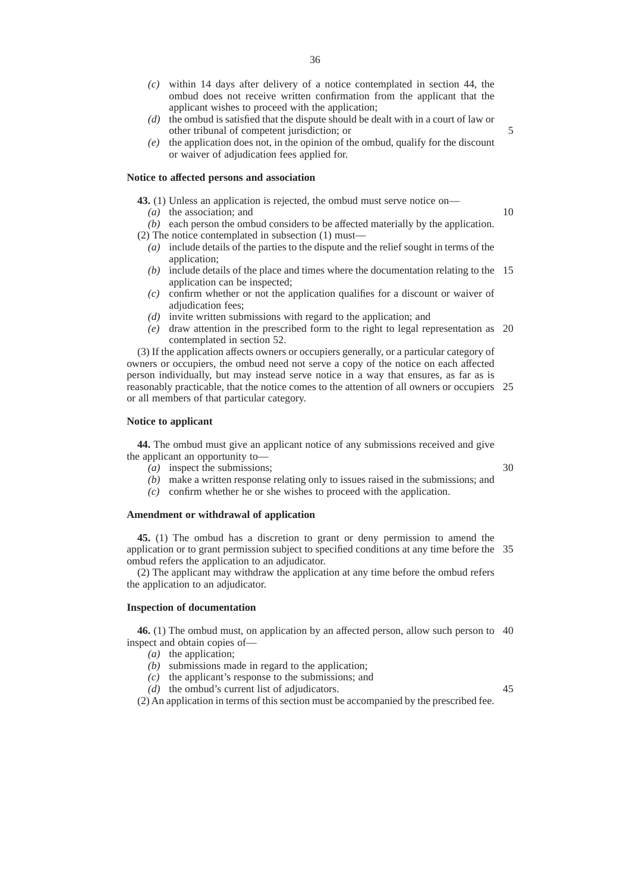*(c)* within 14 days after delivery of a notice contemplated in section 44, the ombud does not receive written confirmation from the applicant that the applicant wishes to proceed with the application;

*(d)* the ombud is satisfied that the dispute should be dealt with in a court of law or other tribunal of competent jurisdiction; or

*(e)* the application does not, in the opinion of the ombud, qualify for the discount or waiver of adjudication fees applied for.

**Notice to affected persons and association**

**43.** (1) Unless an application is rejected, the ombud must serve notice on—

*(a)* the association; and

*(b)* each person the ombud considers to be affected materially by the application.

(2) The notice contemplated in subsection (1) must—

*(a)* include details of the parties to the dispute and the relief sought in terms of the application;

*(b)* include details of the place and times where the documentation relating to the application can be inspected;

*(c)* confirm whether or not the application qualifies for a discount or waiver of adjudication fees;

*(d)* invite written submissions with regard to the application; and

*(e)* draw attention in the prescribed form to the right to legal representation as contemplated in section 52.

(3) If the application affects owners or occupiers generally, or a particular category of owners or occupiers, the ombud need not serve a copy of the notice on each affected person individually, but may instead serve notice in a way that ensures, as far as is reasonably practicable, that the notice comes to the attention of all owners or occupiers or all members of that particular category.

**Notice to applicant**

**44.** The ombud must give an applicant notice of any submissions received and give the applicant an opportunity to—

*(a)* inspect the submissions;

*(b)* make a written response relating only to issues raised in the submissions; and

*(c)* confirm whether he or she wishes to proceed with the application.

**Amendment or withdrawal of application**

**45.** (1) The ombud has a discretion to grant or deny permission to amend the application or to grant permission subject to specified conditions at any time before the ombud refers the application to an adjudicator.

(2) The applicant may withdraw the application at any time before the ombud refers the application to an adjudicator.

**Inspection of documentation**

**46.** (1) The ombud must, on application by an affected person, allow such person to inspect and obtain copies of—

*(a)* the application;

*(b)* submissions made in regard to the application;

*(c)* the applicant's response to the submissions; and

*(d)* the ombud's current list of adjudicators.

(2) An application in terms of this section must be accompanied by the prescribed fee.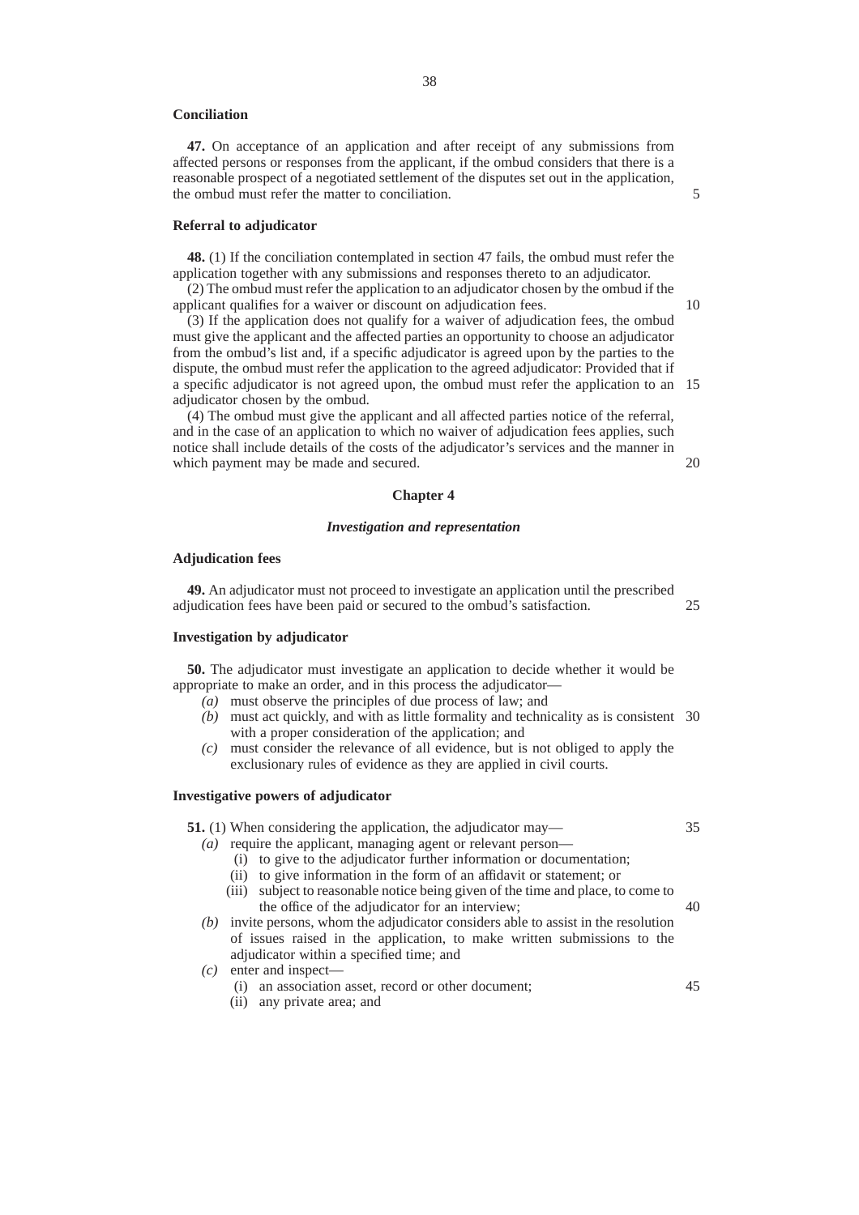**Conciliation**

**47.** On acceptance of an application and after receipt of any submissions from affected persons or responses from the applicant, if the ombud considers that there is a reasonable prospect of a negotiated settlement of the disputes set out in the application, the ombud must refer the matter to conciliation.

**Referral to adjudicator**

**48.** (1) If the conciliation contemplated in section 47 fails, the ombud must refer the application together with any submissions and responses thereto to an adjudicator.

(2) The ombud must refer the application to an adjudicator chosen by the ombud if the applicant qualifies for a waiver or discount on adjudication fees.

(3) If the application does not qualify for a waiver of adjudication fees, the ombud must give the applicant and the affected parties an opportunity to choose an adjudicator from the ombud's list and, if a specific adjudicator is agreed upon by the parties to the dispute, the ombud must refer the application to the agreed adjudicator: Provided that if a specific adjudicator is not agreed upon, the ombud must refer the application to an adjudicator chosen by the ombud.

(4) The ombud must give the applicant and all affected parties notice of the referral, and in the case of an application to which no waiver of adjudication fees applies, such notice shall include details of the costs of the adjudicator's services and the manner in which payment may be made and secured.

## Chapter 4

### *Investigation and representation*

**Adjudication fees**

**49.** An adjudicator must not proceed to investigate an application until the prescribed adjudication fees have been paid or secured to the ombud's satisfaction.

**Investigation by adjudicator**

**50.** The adjudicator must investigate an application to decide whether it would be appropriate to make an order, and in this process the adjudicator—

- *(a)* must observe the principles of due process of law; and
- *(b)* must act quickly, and with as little formality and technicality as is consistent with a proper consideration of the application; and
- *(c)* must consider the relevance of all evidence, but is not obliged to apply the exclusionary rules of evidence as they are applied in civil courts.

**Investigative powers of adjudicator**

**51.** (1) When considering the application, the adjudicator may—

- *(a)* require the applicant, managing agent or relevant person—
  - (i) to give to the adjudicator further information or documentation;
  - (ii) to give information in the form of an affidavit or statement; or
  - (iii) subject to reasonable notice being given of the time and place, to come to the office of the adjudicator for an interview;
- *(b)* invite persons, whom the adjudicator considers able to assist in the resolution of issues raised in the application, to make written submissions to the adjudicator within a specified time; and
- *(c)* enter and inspect—
  - (i) an association asset, record or other document;
  - (ii) any private area; and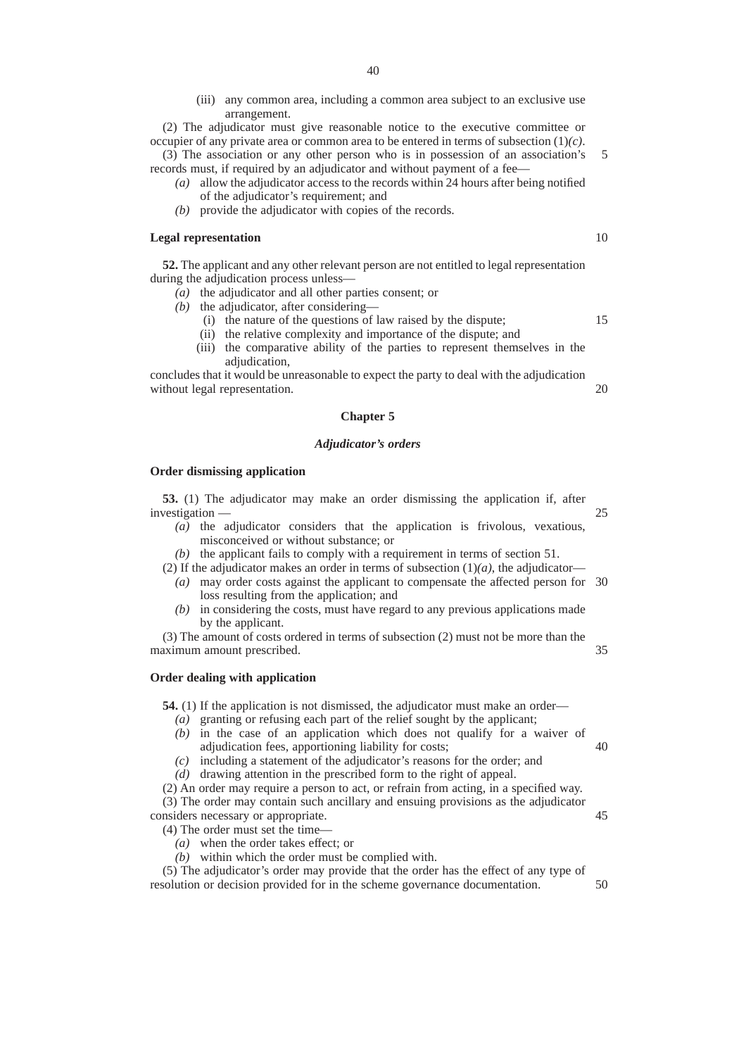(iii) any common area, including a common area subject to an exclusive use arrangement.

(2) The adjudicator must give reasonable notice to the executive committee or occupier of any private area or common area to be entered in terms of subsection (1)*(c)*.

(3) The association or any other person who is in possession of an association's records must, if required by an adjudicator and without payment of a fee—

*(a)* allow the adjudicator access to the records within 24 hours after being notified of the adjudicator's requirement; and

*(b)* provide the adjudicator with copies of the records.

**Legal representation**

**52.** The applicant and any other relevant person are not entitled to legal representation during the adjudication process unless—

*(a)* the adjudicator and all other parties consent; or

*(b)* the adjudicator, after considering—

(i) the nature of the questions of law raised by the dispute;

(ii) the relative complexity and importance of the dispute; and

(iii) the comparative ability of the parties to represent themselves in the adjudication,

concludes that it would be unreasonable to expect the party to deal with the adjudication without legal representation.

## Chapter 5

### *Adjudicator's orders*

**Order dismissing application**

**53.** (1) The adjudicator may make an order dismissing the application if, after investigation —

*(a)* the adjudicator considers that the application is frivolous, vexatious, misconceived or without substance; or

*(b)* the applicant fails to comply with a requirement in terms of section 51.

(2) If the adjudicator makes an order in terms of subsection (1)*(a)*, the adjudicator—

*(a)* may order costs against the applicant to compensate the affected person for loss resulting from the application; and

*(b)* in considering the costs, must have regard to any previous applications made by the applicant.

(3) The amount of costs ordered in terms of subsection (2) must not be more than the maximum amount prescribed.

**Order dealing with application**

**54.** (1) If the application is not dismissed, the adjudicator must make an order—

*(a)* granting or refusing each part of the relief sought by the applicant;

*(b)* in the case of an application which does not qualify for a waiver of adjudication fees, apportioning liability for costs;

*(c)* including a statement of the adjudicator's reasons for the order; and

*(d)* drawing attention in the prescribed form to the right of appeal.

(2) An order may require a person to act, or refrain from acting, in a specified way.

(3) The order may contain such ancillary and ensuing provisions as the adjudicator considers necessary or appropriate.

(4) The order must set the time—

*(a)* when the order takes effect; or

*(b)* within which the order must be complied with.

(5) The adjudicator's order may provide that the order has the effect of any type of resolution or decision provided for in the scheme governance documentation.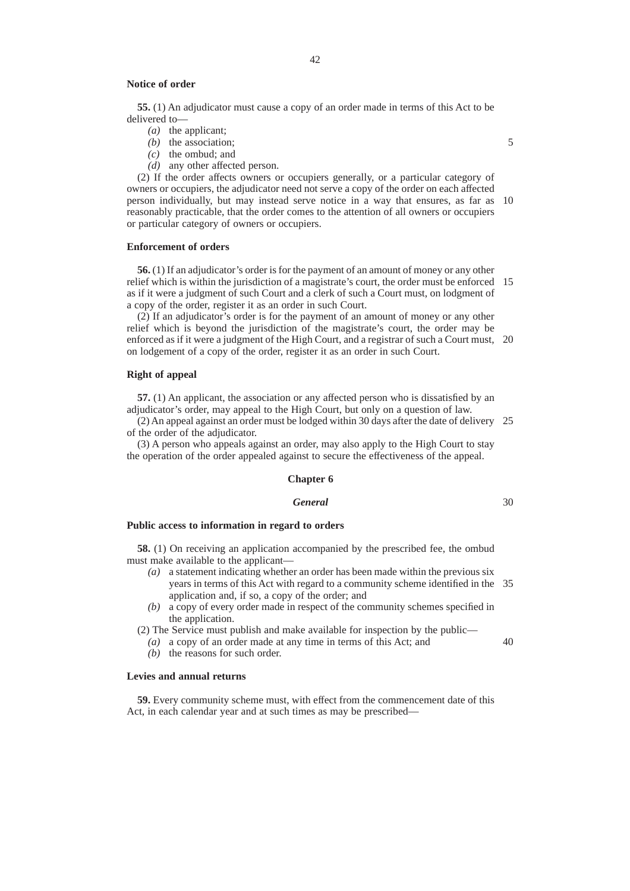**Notice of order**

**55.** (1) An adjudicator must cause a copy of an order made in terms of this Act to be delivered to—

*(a)* the applicant;

*(b)* the association;

*(c)* the ombud; and

*(d)* any other affected person.

(2) If the order affects owners or occupiers generally, or a particular category of owners or occupiers, the adjudicator need not serve a copy of the order on each affected person individually, but may instead serve notice in a way that ensures, as far as reasonably practicable, that the order comes to the attention of all owners or occupiers or particular category of owners or occupiers.

**Enforcement of orders**

**56.** (1) If an adjudicator's order is for the payment of an amount of money or any other relief which is within the jurisdiction of a magistrate's court, the order must be enforced as if it were a judgment of such Court and a clerk of such a Court must, on lodgment of a copy of the order, register it as an order in such Court.

(2) If an adjudicator's order is for the payment of an amount of money or any other relief which is beyond the jurisdiction of the magistrate's court, the order may be enforced as if it were a judgment of the High Court, and a registrar of such a Court must, on lodgement of a copy of the order, register it as an order in such Court.

**Right of appeal**

**57.** (1) An applicant, the association or any affected person who is dissatisfied by an adjudicator's order, may appeal to the High Court, but only on a question of law.

(2) An appeal against an order must be lodged within 30 days after the date of delivery of the order of the adjudicator.

(3) A person who appeals against an order, may also apply to the High Court to stay the operation of the order appealed against to secure the effectiveness of the appeal.

## Chapter 6

### *General*

**Public access to information in regard to orders**

**58.** (1) On receiving an application accompanied by the prescribed fee, the ombud must make available to the applicant—

*(a)* a statement indicating whether an order has been made within the previous six years in terms of this Act with regard to a community scheme identified in the application and, if so, a copy of the order; and

*(b)* a copy of every order made in respect of the community schemes specified in the application.

(2) The Service must publish and make available for inspection by the public—

*(a)* a copy of an order made at any time in terms of this Act; and

*(b)* the reasons for such order.

**Levies and annual returns**

**59.** Every community scheme must, with effect from the commencement date of this Act, in each calendar year and at such times as may be prescribed—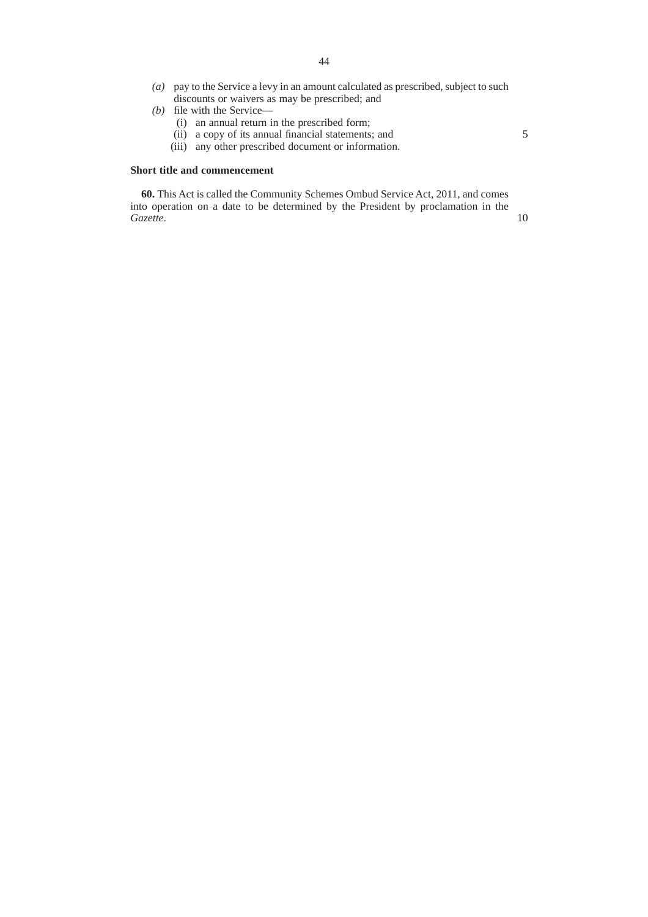*(a)* pay to the Service a levy in an amount calculated as prescribed, subject to such discounts or waivers as may be prescribed; and

*(b)* file with the Service—

  (i) an annual return in the prescribed form;

  (ii) a copy of its annual financial statements; and

  (iii) any other prescribed document or information.

**Short title and commencement**

**60.** This Act is called the Community Schemes Ombud Service Act, 2011, and comes into operation on a date to be determined by the President by proclamation in the *Gazette*.